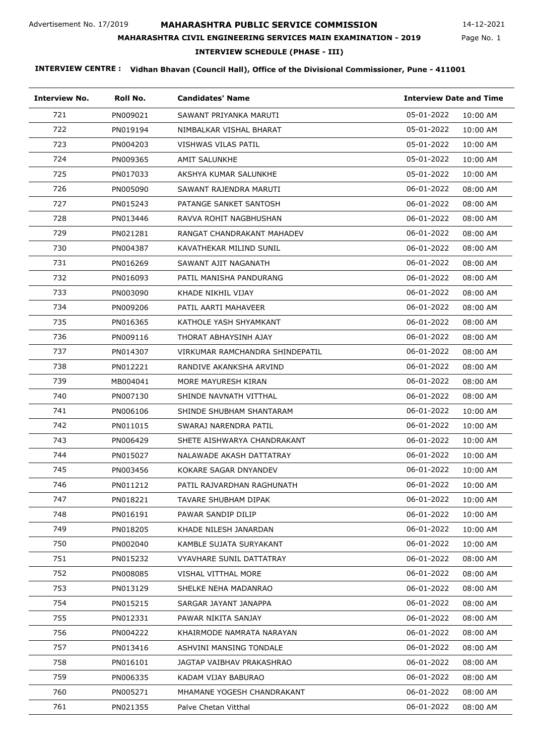Advertisement No. 17/2019

# MAHARASHTRA PUBLIC SERVICE COMMISSION

14-12-2021

## MAHARASHTRA CIVIL ENGINEERING SERVICES MAIN EXAMINATION - 2019

### INTERVIEW SCHEDULE (PHASE - III)

**INTERVIEW CENTRE : Vidhan Bhavan (Council Hall), Office of the Divisional Commissioner, Pune - 411001**

| Interview No. | Roll No. | Candidates' Name | Interview Date and Time | |
|---|---|---|---|---|
| 721 | PN009021 | SAWANT PRIYANKA MARUTI | 05-01-2022 | 10:00 AM |
| 722 | PN019194 | NIMBALKAR VISHAL BHARAT | 05-01-2022 | 10:00 AM |
| 723 | PN004203 | VISHWAS VILAS PATIL | 05-01-2022 | 10:00 AM |
| 724 | PN009365 | AMIT SALUNKHE | 05-01-2022 | 10:00 AM |
| 725 | PN017033 | AKSHYA KUMAR SALUNKHE | 05-01-2022 | 10:00 AM |
| 726 | PN005090 | SAWANT RAJENDRA MARUTI | 06-01-2022 | 08:00 AM |
| 727 | PN015243 | PATANGE SANKET SANTOSH | 06-01-2022 | 08:00 AM |
| 728 | PN013446 | RAVVA ROHIT NAGBHUSHAN | 06-01-2022 | 08:00 AM |
| 729 | PN021281 | RANGAT CHANDRAKANT MAHADEV | 06-01-2022 | 08:00 AM |
| 730 | PN004387 | KAVATHEKAR MILIND SUNIL | 06-01-2022 | 08:00 AM |
| 731 | PN016269 | SAWANT AJIT NAGANATH | 06-01-2022 | 08:00 AM |
| 732 | PN016093 | PATIL MANISHA PANDURANG | 06-01-2022 | 08:00 AM |
| 733 | PN003090 | KHADE NIKHIL VIJAY | 06-01-2022 | 08:00 AM |
| 734 | PN009206 | PATIL AARTI MAHAVEER | 06-01-2022 | 08:00 AM |
| 735 | PN016365 | KATHOLE YASH SHYAMKANT | 06-01-2022 | 08:00 AM |
| 736 | PN009116 | THORAT ABHAYSINH AJAY | 06-01-2022 | 08:00 AM |
| 737 | PN014307 | VIRKUMAR RAMCHANDRA SHINDEPATIL | 06-01-2022 | 08:00 AM |
| 738 | PN012221 | RANDIVE AKANKSHA ARVIND | 06-01-2022 | 08:00 AM |
| 739 | MB004041 | MORE MAYURESH KIRAN | 06-01-2022 | 08:00 AM |
| 740 | PN007130 | SHINDE NAVNATH VITTHAL | 06-01-2022 | 08:00 AM |
| 741 | PN006106 | SHINDE SHUBHAM SHANTARAM | 06-01-2022 | 10:00 AM |
| 742 | PN011015 | SWARAJ NARENDRA PATIL | 06-01-2022 | 10:00 AM |
| 743 | PN006429 | SHETE AISHWARYA CHANDRAKANT | 06-01-2022 | 10:00 AM |
| 744 | PN015027 | NALAWADE AKASH DATTATRAY | 06-01-2022 | 10:00 AM |
| 745 | PN003456 | KOKARE SAGAR DNYANDEV | 06-01-2022 | 10:00 AM |
| 746 | PN011212 | PATIL RAJVARDHAN RAGHUNATH | 06-01-2022 | 10:00 AM |
| 747 | PN018221 | TAVARE SHUBHAM DIPAK | 06-01-2022 | 10:00 AM |
| 748 | PN016191 | PAWAR SANDIP DILIP | 06-01-2022 | 10:00 AM |
| 749 | PN018205 | KHADE NILESH JANARDAN | 06-01-2022 | 10:00 AM |
| 750 | PN002040 | KAMBLE SUJATA SURYAKANT | 06-01-2022 | 10:00 AM |
| 751 | PN015232 | VYAVHARE SUNIL DATTATRAY | 06-01-2022 | 08:00 AM |
| 752 | PN008085 | VISHAL VITTHAL MORE | 06-01-2022 | 08:00 AM |
| 753 | PN013129 | SHELKE NEHA MADANRAO | 06-01-2022 | 08:00 AM |
| 754 | PN015215 | SARGAR JAYANT JANAPPA | 06-01-2022 | 08:00 AM |
| 755 | PN012331 | PAWAR NIKITA SANJAY | 06-01-2022 | 08:00 AM |
| 756 | PN004222 | KHAIRMODE NAMRATA NARAYAN | 06-01-2022 | 08:00 AM |
| 757 | PN013416 | ASHVINI MANSING TONDALE | 06-01-2022 | 08:00 AM |
| 758 | PN016101 | JAGTAP VAIBHAV PRAKASHRAO | 06-01-2022 | 08:00 AM |
| 759 | PN006335 | KADAM VIJAY BABURAO | 06-01-2022 | 08:00 AM |
| 760 | PN005271 | MHAMANE YOGESH CHANDRAKANT | 06-01-2022 | 08:00 AM |
| 761 | PN021355 | Palve Chetan Vitthal | 06-01-2022 | 08:00 AM |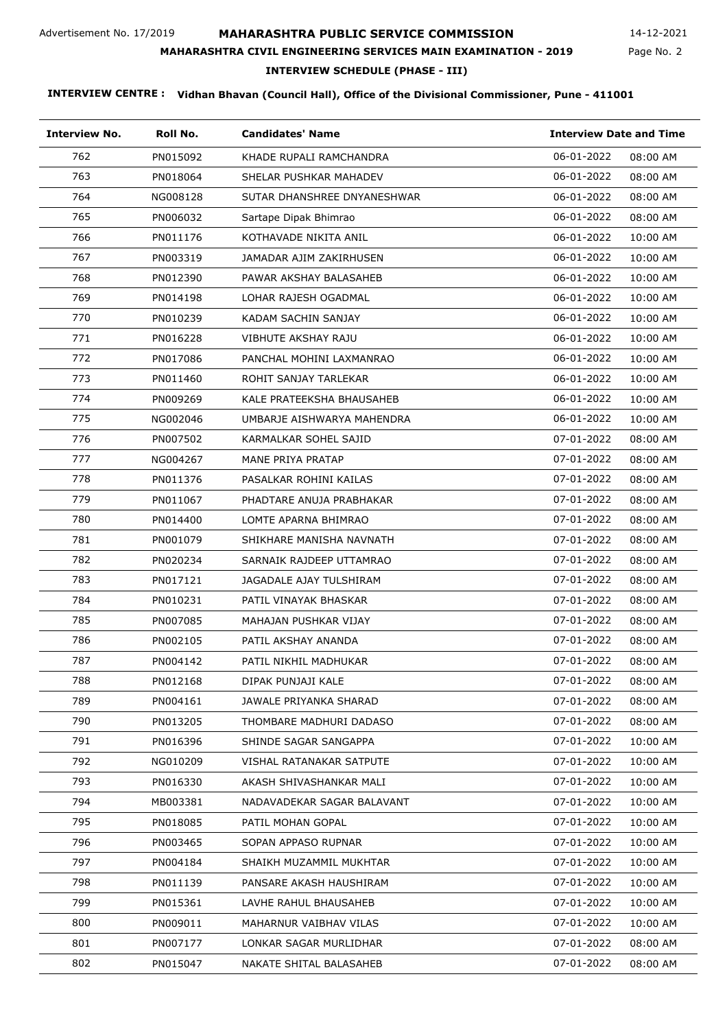| Interview No. | Roll No. | Candidates' Name | Interview Date and Time | |
|---|---|---|---|---|
| 762 | PN015092 | KHADE RUPALI RAMCHANDRA | 06-01-2022 | 08:00 AM |
| 763 | PN018064 | SHELAR PUSHKAR MAHADEV | 06-01-2022 | 08:00 AM |
| 764 | NG008128 | SUTAR DHANSHREE DNYANESHWAR | 06-01-2022 | 08:00 AM |
| 765 | PN006032 | Sartape Dipak Bhimrao | 06-01-2022 | 08:00 AM |
| 766 | PN011176 | KOTHAVADE NIKITA ANIL | 06-01-2022 | 10:00 AM |
| 767 | PN003319 | JAMADAR AJIM ZAKIRHUSEN | 06-01-2022 | 10:00 AM |
| 768 | PN012390 | PAWAR AKSHAY BALASAHEB | 06-01-2022 | 10:00 AM |
| 769 | PN014198 | LOHAR RAJESH OGADMAL | 06-01-2022 | 10:00 AM |
| 770 | PN010239 | KADAM SACHIN SANJAY | 06-01-2022 | 10:00 AM |
| 771 | PN016228 | VIBHUTE AKSHAY RAJU | 06-01-2022 | 10:00 AM |
| 772 | PN017086 | PANCHAL MOHINI LAXMANRAO | 06-01-2022 | 10:00 AM |
| 773 | PN011460 | ROHIT SANJAY TARLEKAR | 06-01-2022 | 10:00 AM |
| 774 | PN009269 | KALE PRATEEKSHA BHAUSAHEB | 06-01-2022 | 10:00 AM |
| 775 | NG002046 | UMBARJE AISHWARYA MAHENDRA | 06-01-2022 | 10:00 AM |
| 776 | PN007502 | KARMALKAR SOHEL SAJID | 07-01-2022 | 08:00 AM |
| 777 | NG004267 | MANE PRIYA PRATAP | 07-01-2022 | 08:00 AM |
| 778 | PN011376 | PASALKAR ROHINI KAILAS | 07-01-2022 | 08:00 AM |
| 779 | PN011067 | PHADTARE ANUJA PRABHAKAR | 07-01-2022 | 08:00 AM |
| 780 | PN014400 | LOMTE APARNA BHIMRAO | 07-01-2022 | 08:00 AM |
| 781 | PN001079 | SHIKHARE MANISHA NAVNATH | 07-01-2022 | 08:00 AM |
| 782 | PN020234 | SARNAIK RAJDEEP UTTAMRAO | 07-01-2022 | 08:00 AM |
| 783 | PN017121 | JAGADALE AJAY TULSHIRAM | 07-01-2022 | 08:00 AM |
| 784 | PN010231 | PATIL VINAYAK BHASKAR | 07-01-2022 | 08:00 AM |
| 785 | PN007085 | MAHAJAN PUSHKAR VIJAY | 07-01-2022 | 08:00 AM |
| 786 | PN002105 | PATIL AKSHAY ANANDA | 07-01-2022 | 08:00 AM |
| 787 | PN004142 | PATIL NIKHIL MADHUKAR | 07-01-2022 | 08:00 AM |
| 788 | PN012168 | DIPAK PUNJAJI KALE | 07-01-2022 | 08:00 AM |
| 789 | PN004161 | JAWALE PRIYANKA SHARAD | 07-01-2022 | 08:00 AM |
| 790 | PN013205 | THOMBARE MADHURI DADASO | 07-01-2022 | 08:00 AM |
| 791 | PN016396 | SHINDE SAGAR SANGAPPA | 07-01-2022 | 10:00 AM |
| 792 | NG010209 | VISHAL RATANAKAR SATPUTE | 07-01-2022 | 10:00 AM |
| 793 | PN016330 | AKASH SHIVASHANKAR MALI | 07-01-2022 | 10:00 AM |
| 794 | MB003381 | NADAVADEKAR SAGAR BALAVANT | 07-01-2022 | 10:00 AM |
| 795 | PN018085 | PATIL MOHAN GOPAL | 07-01-2022 | 10:00 AM |
| 796 | PN003465 | SOPAN APPASO RUPNAR | 07-01-2022 | 10:00 AM |
| 797 | PN004184 | SHAIKH MUZAMMIL MUKHTAR | 07-01-2022 | 10:00 AM |
| 798 | PN011139 | PANSARE AKASH HAUSHIRAM | 07-01-2022 | 10:00 AM |
| 799 | PN015361 | LAVHE RAHUL BHAUSAHEB | 07-01-2022 | 10:00 AM |
| 800 | PN009011 | MAHARNUR VAIBHAV VILAS | 07-01-2022 | 10:00 AM |
| 801 | PN007177 | LONKAR SAGAR MURLIDHAR | 07-01-2022 | 08:00 AM |
| 802 | PN015047 | NAKATE SHITAL BALASAHEB | 07-01-2022 | 08:00 AM |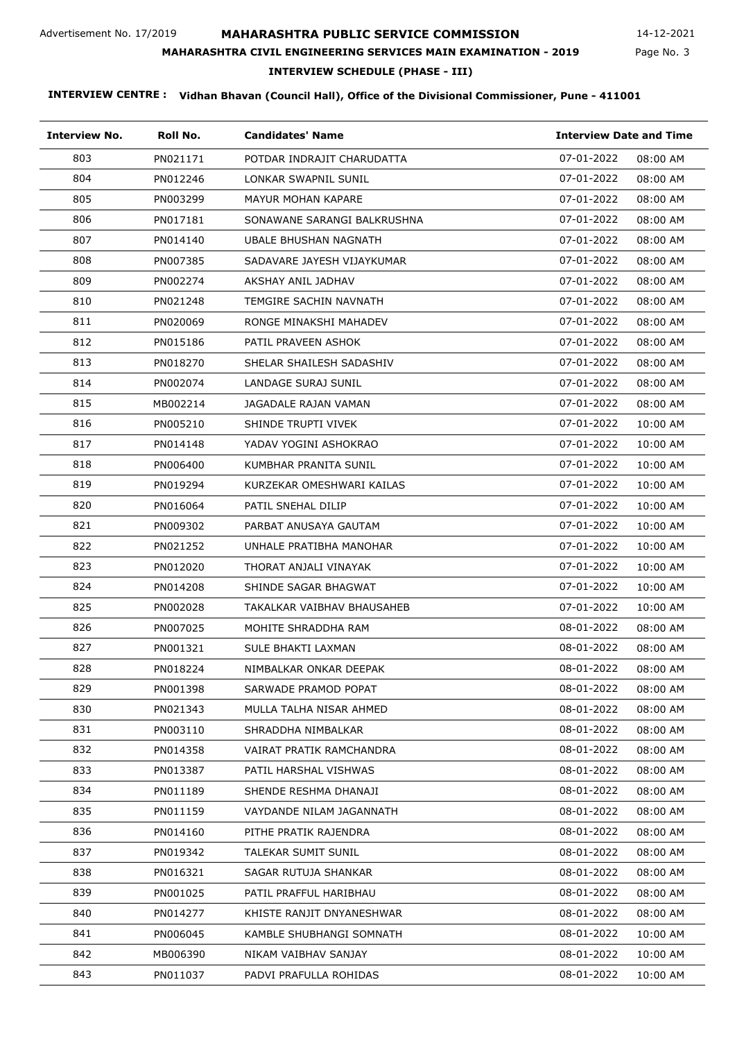Advertisement No. 17/2019

# MAHARASHTRA PUBLIC SERVICE COMMISSION

14-12-2021

## MAHARASHTRA CIVIL ENGINEERING SERVICES MAIN EXAMINATION - 2019

### INTERVIEW SCHEDULE (PHASE - III)

**INTERVIEW CENTRE : Vidhan Bhavan (Council Hall), Office of the Divisional Commissioner, Pune - 411001**

| Interview No. | Roll No. | Candidates' Name | Interview Date and Time | |
|---|---|---|---|---|
| 803 | PN021171 | POTDAR INDRAJIT CHARUDATTA | 07-01-2022 | 08:00 AM |
| 804 | PN012246 | LONKAR SWAPNIL SUNIL | 07-01-2022 | 08:00 AM |
| 805 | PN003299 | MAYUR MOHAN KAPARE | 07-01-2022 | 08:00 AM |
| 806 | PN017181 | SONAWANE SARANGI BALKRUSHNA | 07-01-2022 | 08:00 AM |
| 807 | PN014140 | UBALE BHUSHAN NAGNATH | 07-01-2022 | 08:00 AM |
| 808 | PN007385 | SADAVARE JAYESH VIJAYKUMAR | 07-01-2022 | 08:00 AM |
| 809 | PN002274 | AKSHAY ANIL JADHAV | 07-01-2022 | 08:00 AM |
| 810 | PN021248 | TEMGIRE SACHIN NAVNATH | 07-01-2022 | 08:00 AM |
| 811 | PN020069 | RONGE MINAKSHI MAHADEV | 07-01-2022 | 08:00 AM |
| 812 | PN015186 | PATIL PRAVEEN ASHOK | 07-01-2022 | 08:00 AM |
| 813 | PN018270 | SHELAR SHAILESH SADASHIV | 07-01-2022 | 08:00 AM |
| 814 | PN002074 | LANDAGE SURAJ SUNIL | 07-01-2022 | 08:00 AM |
| 815 | MB002214 | JAGADALE RAJAN VAMAN | 07-01-2022 | 08:00 AM |
| 816 | PN005210 | SHINDE TRUPTI VIVEK | 07-01-2022 | 10:00 AM |
| 817 | PN014148 | YADAV YOGINI ASHOKRAO | 07-01-2022 | 10:00 AM |
| 818 | PN006400 | KUMBHAR PRANITA SUNIL | 07-01-2022 | 10:00 AM |
| 819 | PN019294 | KURZEKAR OMESHWARI KAILAS | 07-01-2022 | 10:00 AM |
| 820 | PN016064 | PATIL SNEHAL DILIP | 07-01-2022 | 10:00 AM |
| 821 | PN009302 | PARBAT ANUSAYA GAUTAM | 07-01-2022 | 10:00 AM |
| 822 | PN021252 | UNHALE PRATIBHA MANOHAR | 07-01-2022 | 10:00 AM |
| 823 | PN012020 | THORAT ANJALI VINAYAK | 07-01-2022 | 10:00 AM |
| 824 | PN014208 | SHINDE SAGAR BHAGWAT | 07-01-2022 | 10:00 AM |
| 825 | PN002028 | TAKALKAR VAIBHAV BHAUSAHEB | 07-01-2022 | 10:00 AM |
| 826 | PN007025 | MOHITE SHRADDHA RAM | 08-01-2022 | 08:00 AM |
| 827 | PN001321 | SULE BHAKTI LAXMAN | 08-01-2022 | 08:00 AM |
| 828 | PN018224 | NIMBALKAR ONKAR DEEPAK | 08-01-2022 | 08:00 AM |
| 829 | PN001398 | SARWADE PRAMOD POPAT | 08-01-2022 | 08:00 AM |
| 830 | PN021343 | MULLA TALHA NISAR AHMED | 08-01-2022 | 08:00 AM |
| 831 | PN003110 | SHRADDHA NIMBALKAR | 08-01-2022 | 08:00 AM |
| 832 | PN014358 | VAIRAT PRATIK RAMCHANDRA | 08-01-2022 | 08:00 AM |
| 833 | PN013387 | PATIL HARSHAL VISHWAS | 08-01-2022 | 08:00 AM |
| 834 | PN011189 | SHENDE RESHMA DHANAJI | 08-01-2022 | 08:00 AM |
| 835 | PN011159 | VAYDANDE NILAM JAGANNATH | 08-01-2022 | 08:00 AM |
| 836 | PN014160 | PITHE PRATIK RAJENDRA | 08-01-2022 | 08:00 AM |
| 837 | PN019342 | TALEKAR SUMIT SUNIL | 08-01-2022 | 08:00 AM |
| 838 | PN016321 | SAGAR RUTUJA SHANKAR | 08-01-2022 | 08:00 AM |
| 839 | PN001025 | PATIL PRAFFUL HARIBHAU | 08-01-2022 | 08:00 AM |
| 840 | PN014277 | KHISTE RANJIT DNYANESHWAR | 08-01-2022 | 08:00 AM |
| 841 | PN006045 | KAMBLE SHUBHANGI SOMNATH | 08-01-2022 | 10:00 AM |
| 842 | MB006390 | NIKAM VAIBHAV SANJAY | 08-01-2022 | 10:00 AM |
| 843 | PN011037 | PADVI PRAFULLA ROHIDAS | 08-01-2022 | 10:00 AM |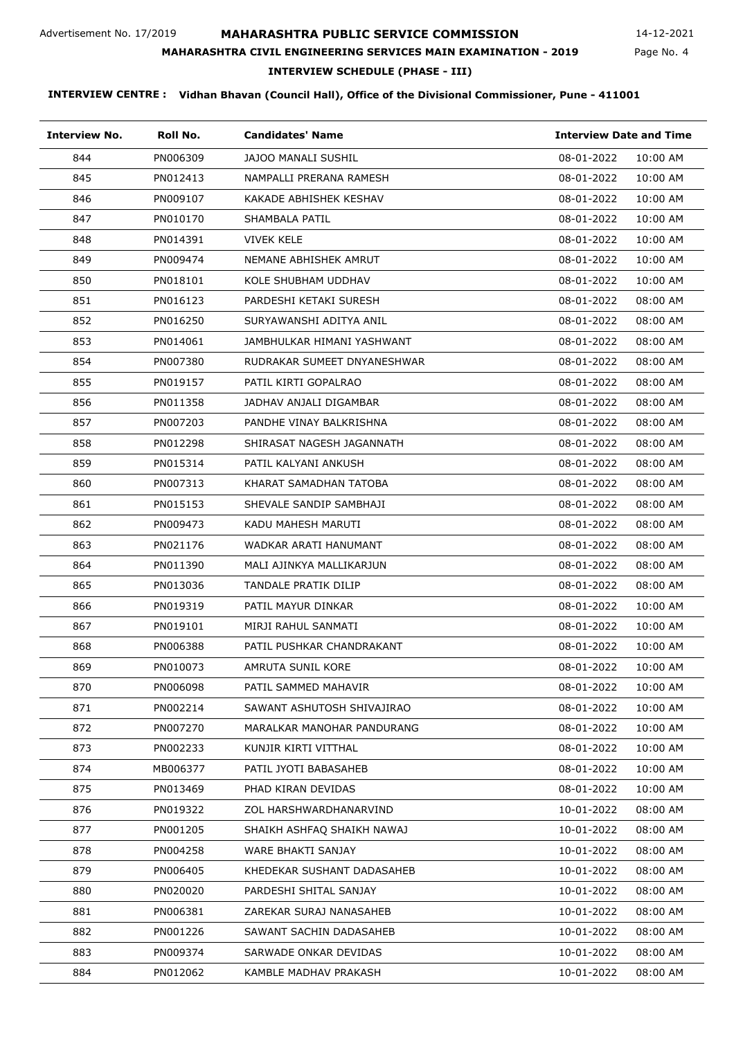Advertisement No. 17/2019

# MAHARASHTRA PUBLIC SERVICE COMMISSION

14-12-2021

## MAHARASHTRA CIVIL ENGINEERING SERVICES MAIN EXAMINATION - 2019

### INTERVIEW SCHEDULE (PHASE - III)

**INTERVIEW CENTRE : Vidhan Bhavan (Council Hall), Office of the Divisional Commissioner, Pune - 411001**

| Interview No. | Roll No. | Candidates' Name | Interview Date and Time | |
|---|---|---|---|---|
| 844 | PN006309 | JAJOO MANALI SUSHIL | 08-01-2022 | 10:00 AM |
| 845 | PN012413 | NAMPALLI PRERANA RAMESH | 08-01-2022 | 10:00 AM |
| 846 | PN009107 | KAKADE ABHISHEK KESHAV | 08-01-2022 | 10:00 AM |
| 847 | PN010170 | SHAMBALA PATIL | 08-01-2022 | 10:00 AM |
| 848 | PN014391 | VIVEK KELE | 08-01-2022 | 10:00 AM |
| 849 | PN009474 | NEMANE ABHISHEK AMRUT | 08-01-2022 | 10:00 AM |
| 850 | PN018101 | KOLE SHUBHAM UDDHAV | 08-01-2022 | 10:00 AM |
| 851 | PN016123 | PARDESHI KETAKI SURESH | 08-01-2022 | 08:00 AM |
| 852 | PN016250 | SURYAWANSHI ADITYA ANIL | 08-01-2022 | 08:00 AM |
| 853 | PN014061 | JAMBHULKAR HIMANI YASHWANT | 08-01-2022 | 08:00 AM |
| 854 | PN007380 | RUDRAKAR SUMEET DNYANESHWAR | 08-01-2022 | 08:00 AM |
| 855 | PN019157 | PATIL KIRTI GOPALRAO | 08-01-2022 | 08:00 AM |
| 856 | PN011358 | JADHAV ANJALI DIGAMBAR | 08-01-2022 | 08:00 AM |
| 857 | PN007203 | PANDHE VINAY BALKRISHNA | 08-01-2022 | 08:00 AM |
| 858 | PN012298 | SHIRASAT NAGESH JAGANNATH | 08-01-2022 | 08:00 AM |
| 859 | PN015314 | PATIL KALYANI ANKUSH | 08-01-2022 | 08:00 AM |
| 860 | PN007313 | KHARAT SAMADHAN TATOBA | 08-01-2022 | 08:00 AM |
| 861 | PN015153 | SHEVALE SANDIP SAMBHAJI | 08-01-2022 | 08:00 AM |
| 862 | PN009473 | KADU MAHESH MARUTI | 08-01-2022 | 08:00 AM |
| 863 | PN021176 | WADKAR ARATI HANUMANT | 08-01-2022 | 08:00 AM |
| 864 | PN011390 | MALI AJINKYA MALLIKARJUN | 08-01-2022 | 08:00 AM |
| 865 | PN013036 | TANDALE PRATIK DILIP | 08-01-2022 | 08:00 AM |
| 866 | PN019319 | PATIL MAYUR DINKAR | 08-01-2022 | 10:00 AM |
| 867 | PN019101 | MIRJI RAHUL SANMATI | 08-01-2022 | 10:00 AM |
| 868 | PN006388 | PATIL PUSHKAR CHANDRAKANT | 08-01-2022 | 10:00 AM |
| 869 | PN010073 | AMRUTA SUNIL KORE | 08-01-2022 | 10:00 AM |
| 870 | PN006098 | PATIL SAMMED MAHAVIR | 08-01-2022 | 10:00 AM |
| 871 | PN002214 | SAWANT ASHUTOSH SHIVAJIRAO | 08-01-2022 | 10:00 AM |
| 872 | PN007270 | MARALKAR MANOHAR PANDURANG | 08-01-2022 | 10:00 AM |
| 873 | PN002233 | KUNJIR KIRTI VITTHAL | 08-01-2022 | 10:00 AM |
| 874 | MB006377 | PATIL JYOTI BABASAHEB | 08-01-2022 | 10:00 AM |
| 875 | PN013469 | PHAD KIRAN DEVIDAS | 08-01-2022 | 10:00 AM |
| 876 | PN019322 | ZOL HARSHWARDHANARVIND | 10-01-2022 | 08:00 AM |
| 877 | PN001205 | SHAIKH ASHFAQ SHAIKH NAWAJ | 10-01-2022 | 08:00 AM |
| 878 | PN004258 | WARE BHAKTI SANJAY | 10-01-2022 | 08:00 AM |
| 879 | PN006405 | KHEDEKAR SUSHANT DADASAHEB | 10-01-2022 | 08:00 AM |
| 880 | PN020020 | PARDESHI SHITAL SANJAY | 10-01-2022 | 08:00 AM |
| 881 | PN006381 | ZAREKAR SURAJ NANASAHEB | 10-01-2022 | 08:00 AM |
| 882 | PN001226 | SAWANT SACHIN DADASAHEB | 10-01-2022 | 08:00 AM |
| 883 | PN009374 | SARWADE ONKAR DEVIDAS | 10-01-2022 | 08:00 AM |
| 884 | PN012062 | KAMBLE MADHAV PRAKASH | 10-01-2022 | 08:00 AM |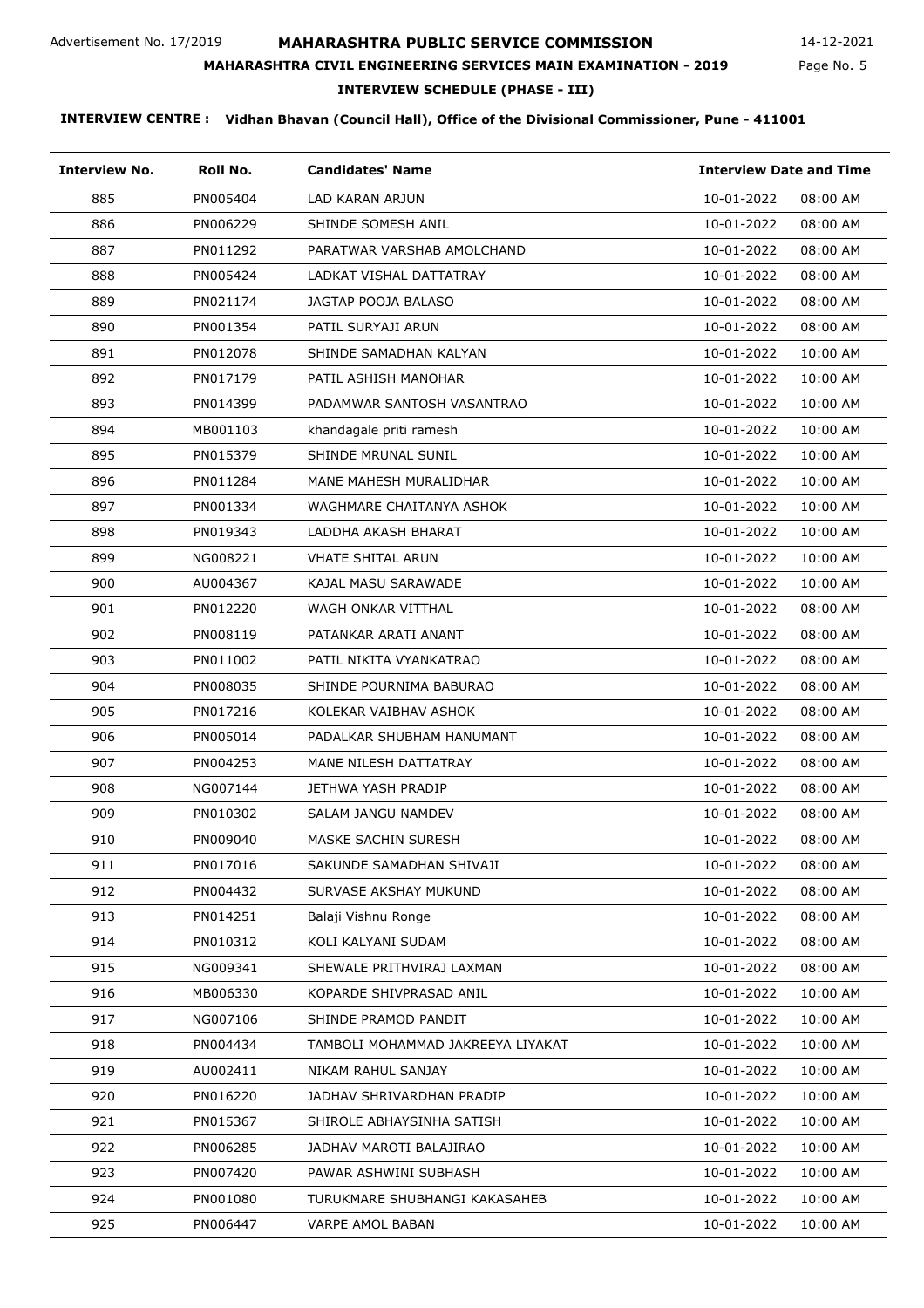Advertisement No. 17/2019

# MAHARASHTRA PUBLIC SERVICE COMMISSION

14-12-2021

## MAHARASHTRA CIVIL ENGINEERING SERVICES MAIN EXAMINATION - 2019

### INTERVIEW SCHEDULE (PHASE - III)

**INTERVIEW CENTRE : Vidhan Bhavan (Council Hall), Office of the Divisional Commissioner, Pune - 411001**

| Interview No. | Roll No. | Candidates' Name | Interview Date and Time | |
|---|---|---|---|---|
| 885 | PN005404 | LAD KARAN ARJUN | 10-01-2022 | 08:00 AM |
| 886 | PN006229 | SHINDE SOMESH ANIL | 10-01-2022 | 08:00 AM |
| 887 | PN011292 | PARATWAR VARSHAB AMOLCHAND | 10-01-2022 | 08:00 AM |
| 888 | PN005424 | LADKAT VISHAL DATTATRAY | 10-01-2022 | 08:00 AM |
| 889 | PN021174 | JAGTAP POOJA BALASO | 10-01-2022 | 08:00 AM |
| 890 | PN001354 | PATIL SURYAJI ARUN | 10-01-2022 | 08:00 AM |
| 891 | PN012078 | SHINDE SAMADHAN KALYAN | 10-01-2022 | 10:00 AM |
| 892 | PN017179 | PATIL ASHISH MANOHAR | 10-01-2022 | 10:00 AM |
| 893 | PN014399 | PADAMWAR SANTOSH VASANTRAO | 10-01-2022 | 10:00 AM |
| 894 | MB001103 | khandagale priti ramesh | 10-01-2022 | 10:00 AM |
| 895 | PN015379 | SHINDE MRUNAL SUNIL | 10-01-2022 | 10:00 AM |
| 896 | PN011284 | MANE MAHESH MURALIDHAR | 10-01-2022 | 10:00 AM |
| 897 | PN001334 | WAGHMARE CHAITANYA ASHOK | 10-01-2022 | 10:00 AM |
| 898 | PN019343 | LADDHA AKASH BHARAT | 10-01-2022 | 10:00 AM |
| 899 | NG008221 | VHATE SHITAL ARUN | 10-01-2022 | 10:00 AM |
| 900 | AU004367 | KAJAL MASU SARAWADE | 10-01-2022 | 10:00 AM |
| 901 | PN012220 | WAGH ONKAR VITTHAL | 10-01-2022 | 08:00 AM |
| 902 | PN008119 | PATANKAR ARATI ANANT | 10-01-2022 | 08:00 AM |
| 903 | PN011002 | PATIL NIKITA VYANKATRAO | 10-01-2022 | 08:00 AM |
| 904 | PN008035 | SHINDE POURNIMA BABURAO | 10-01-2022 | 08:00 AM |
| 905 | PN017216 | KOLEKAR VAIBHAV ASHOK | 10-01-2022 | 08:00 AM |
| 906 | PN005014 | PADALKAR SHUBHAM HANUMANT | 10-01-2022 | 08:00 AM |
| 907 | PN004253 | MANE NILESH DATTATRAY | 10-01-2022 | 08:00 AM |
| 908 | NG007144 | JETHWA YASH PRADIP | 10-01-2022 | 08:00 AM |
| 909 | PN010302 | SALAM JANGU NAMDEV | 10-01-2022 | 08:00 AM |
| 910 | PN009040 | MASKE SACHIN SURESH | 10-01-2022 | 08:00 AM |
| 911 | PN017016 | SAKUNDE SAMADHAN SHIVAJI | 10-01-2022 | 08:00 AM |
| 912 | PN004432 | SURVASE AKSHAY MUKUND | 10-01-2022 | 08:00 AM |
| 913 | PN014251 | Balaji Vishnu Ronge | 10-01-2022 | 08:00 AM |
| 914 | PN010312 | KOLI KALYANI SUDAM | 10-01-2022 | 08:00 AM |
| 915 | NG009341 | SHEWALE PRITHVIRAJ LAXMAN | 10-01-2022 | 08:00 AM |
| 916 | MB006330 | KOPARDE SHIVPRASAD ANIL | 10-01-2022 | 10:00 AM |
| 917 | NG007106 | SHINDE PRAMOD PANDIT | 10-01-2022 | 10:00 AM |
| 918 | PN004434 | TAMBOLI MOHAMMAD JAKREEYA LIYAKAT | 10-01-2022 | 10:00 AM |
| 919 | AU002411 | NIKAM RAHUL SANJAY | 10-01-2022 | 10:00 AM |
| 920 | PN016220 | JADHAV SHRIVARDHAN PRADIP | 10-01-2022 | 10:00 AM |
| 921 | PN015367 | SHIROLE ABHAYSINHA SATISH | 10-01-2022 | 10:00 AM |
| 922 | PN006285 | JADHAV MAROTI BALAJIRAO | 10-01-2022 | 10:00 AM |
| 923 | PN007420 | PAWAR ASHWINI SUBHASH | 10-01-2022 | 10:00 AM |
| 924 | PN001080 | TURUKMARE SHUBHANGI KAKASAHEB | 10-01-2022 | 10:00 AM |
| 925 | PN006447 | VARPE AMOL BABAN | 10-01-2022 | 10:00 AM |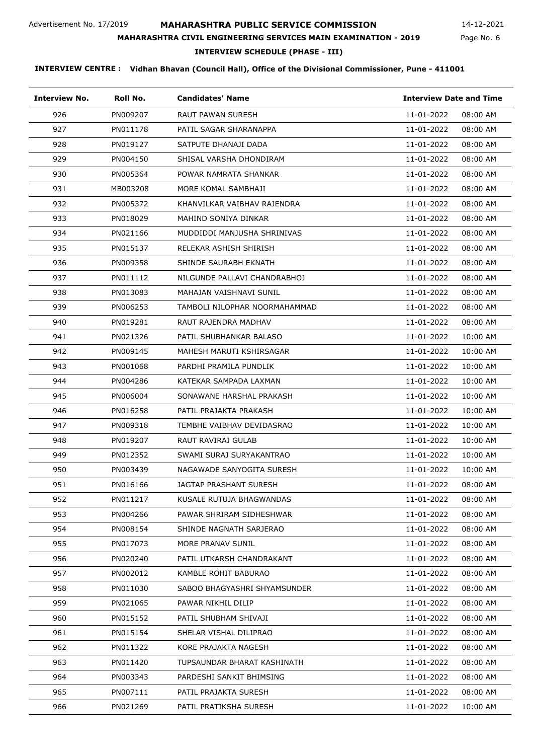Advertisement No. 17/2019

# MAHARASHTRA PUBLIC SERVICE COMMISSION

14-12-2021

## MAHARASHTRA CIVIL ENGINEERING SERVICES MAIN EXAMINATION - 2019

### INTERVIEW SCHEDULE (PHASE - III)

**INTERVIEW CENTRE : Vidhan Bhavan (Council Hall), Office of the Divisional Commissioner, Pune - 411001**

| Interview No. | Roll No. | Candidates' Name | Interview Date and Time | |
|---|---|---|---|---|
| 926 | PN009207 | RAUT PAWAN SURESH | 11-01-2022 | 08:00 AM |
| 927 | PN011178 | PATIL SAGAR SHARANAPPA | 11-01-2022 | 08:00 AM |
| 928 | PN019127 | SATPUTE DHANAJI DADA | 11-01-2022 | 08:00 AM |
| 929 | PN004150 | SHISAL VARSHA DHONDIRAM | 11-01-2022 | 08:00 AM |
| 930 | PN005364 | POWAR NAMRATA SHANKAR | 11-01-2022 | 08:00 AM |
| 931 | MB003208 | MORE KOMAL SAMBHAJI | 11-01-2022 | 08:00 AM |
| 932 | PN005372 | KHANVILKAR VAIBHAV RAJENDRA | 11-01-2022 | 08:00 AM |
| 933 | PN018029 | MAHIND SONIYA DINKAR | 11-01-2022 | 08:00 AM |
| 934 | PN021166 | MUDDIDDI MANJUSHA SHRINIVAS | 11-01-2022 | 08:00 AM |
| 935 | PN015137 | RELEKAR ASHISH SHIRISH | 11-01-2022 | 08:00 AM |
| 936 | PN009358 | SHINDE SAURABH EKNATH | 11-01-2022 | 08:00 AM |
| 937 | PN011112 | NILGUNDE PALLAVI CHANDRABHOJ | 11-01-2022 | 08:00 AM |
| 938 | PN013083 | MAHAJAN VAISHNAVI SUNIL | 11-01-2022 | 08:00 AM |
| 939 | PN006253 | TAMBOLI NILOPHAR NOORMAHAMMAD | 11-01-2022 | 08:00 AM |
| 940 | PN019281 | RAUT RAJENDRA MADHAV | 11-01-2022 | 08:00 AM |
| 941 | PN021326 | PATIL SHUBHANKAR BALASO | 11-01-2022 | 10:00 AM |
| 942 | PN009145 | MAHESH MARUTI KSHIRSAGAR | 11-01-2022 | 10:00 AM |
| 943 | PN001068 | PARDHI PRAMILA PUNDLIK | 11-01-2022 | 10:00 AM |
| 944 | PN004286 | KATEKAR SAMPADA LAXMAN | 11-01-2022 | 10:00 AM |
| 945 | PN006004 | SONAWANE HARSHAL PRAKASH | 11-01-2022 | 10:00 AM |
| 946 | PN016258 | PATIL PRAJAKTA PRAKASH | 11-01-2022 | 10:00 AM |
| 947 | PN009318 | TEMBHE VAIBHAV DEVIDASRAO | 11-01-2022 | 10:00 AM |
| 948 | PN019207 | RAUT RAVIRAJ GULAB | 11-01-2022 | 10:00 AM |
| 949 | PN012352 | SWAMI SURAJ SURYAKANTRAO | 11-01-2022 | 10:00 AM |
| 950 | PN003439 | NAGAWADE SANYOGITA SURESH | 11-01-2022 | 10:00 AM |
| 951 | PN016166 | JAGTAP PRASHANT SURESH | 11-01-2022 | 08:00 AM |
| 952 | PN011217 | KUSALE RUTUJA BHAGWANDAS | 11-01-2022 | 08:00 AM |
| 953 | PN004266 | PAWAR SHRIRAM SIDHESHWAR | 11-01-2022 | 08:00 AM |
| 954 | PN008154 | SHINDE NAGNATH SARJERAO | 11-01-2022 | 08:00 AM |
| 955 | PN017073 | MORE PRANAV SUNIL | 11-01-2022 | 08:00 AM |
| 956 | PN020240 | PATIL UTKARSH CHANDRAKANT | 11-01-2022 | 08:00 AM |
| 957 | PN002012 | KAMBLE ROHIT BABURAO | 11-01-2022 | 08:00 AM |
| 958 | PN011030 | SABOO BHAGYASHRI SHYAMSUNDER | 11-01-2022 | 08:00 AM |
| 959 | PN021065 | PAWAR NIKHIL DILIP | 11-01-2022 | 08:00 AM |
| 960 | PN015152 | PATIL SHUBHAM SHIVAJI | 11-01-2022 | 08:00 AM |
| 961 | PN015154 | SHELAR VISHAL DILIPRAO | 11-01-2022 | 08:00 AM |
| 962 | PN011322 | KORE PRAJAKTA NAGESH | 11-01-2022 | 08:00 AM |
| 963 | PN011420 | TUPSAUNDAR BHARAT KASHINATH | 11-01-2022 | 08:00 AM |
| 964 | PN003343 | PARDESHI SANKIT BHIMSING | 11-01-2022 | 08:00 AM |
| 965 | PN007111 | PATIL PRAJAKTA SURESH | 11-01-2022 | 08:00 AM |
| 966 | PN021269 | PATIL PRATIKSHA SURESH | 11-01-2022 | 10:00 AM |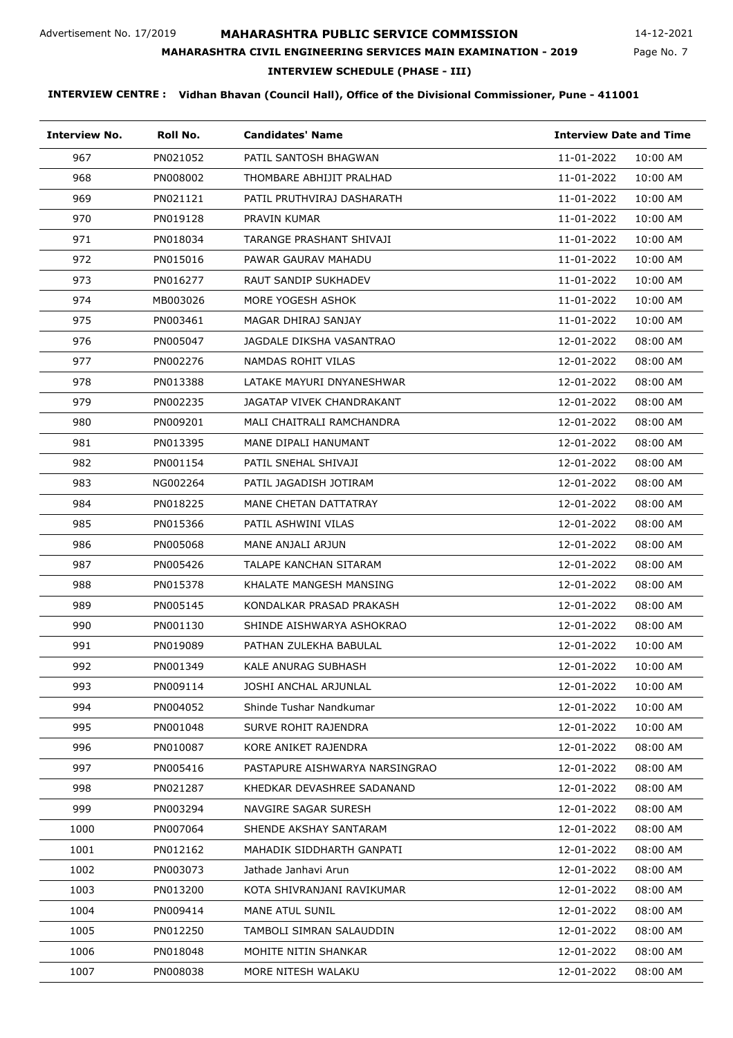Advertisement No. 17/2019

# MAHARASHTRA PUBLIC SERVICE COMMISSION

14-12-2021

## MAHARASHTRA CIVIL ENGINEERING SERVICES MAIN EXAMINATION - 2019

### INTERVIEW SCHEDULE (PHASE - III)

**INTERVIEW CENTRE : Vidhan Bhavan (Council Hall), Office of the Divisional Commissioner, Pune - 411001**

| Interview No. | Roll No. | Candidates' Name | Interview Date and Time | |
|---|---|---|---|---|
| 967 | PN021052 | PATIL SANTOSH BHAGWAN | 11-01-2022 | 10:00 AM |
| 968 | PN008002 | THOMBARE ABHIJIT PRALHAD | 11-01-2022 | 10:00 AM |
| 969 | PN021121 | PATIL PRUTHVIRAJ DASHARATH | 11-01-2022 | 10:00 AM |
| 970 | PN019128 | PRAVIN KUMAR | 11-01-2022 | 10:00 AM |
| 971 | PN018034 | TARANGE PRASHANT SHIVAJI | 11-01-2022 | 10:00 AM |
| 972 | PN015016 | PAWAR GAURAV MAHADU | 11-01-2022 | 10:00 AM |
| 973 | PN016277 | RAUT SANDIP SUKHADEV | 11-01-2022 | 10:00 AM |
| 974 | MB003026 | MORE YOGESH ASHOK | 11-01-2022 | 10:00 AM |
| 975 | PN003461 | MAGAR DHIRAJ SANJAY | 11-01-2022 | 10:00 AM |
| 976 | PN005047 | JAGDALE DIKSHA VASANTRAO | 12-01-2022 | 08:00 AM |
| 977 | PN002276 | NAMDAS ROHIT VILAS | 12-01-2022 | 08:00 AM |
| 978 | PN013388 | LATAKE MAYURI DNYANESHWAR | 12-01-2022 | 08:00 AM |
| 979 | PN002235 | JAGATAP VIVEK CHANDRAKANT | 12-01-2022 | 08:00 AM |
| 980 | PN009201 | MALI CHAITRALI RAMCHANDRA | 12-01-2022 | 08:00 AM |
| 981 | PN013395 | MANE DIPALI HANUMANT | 12-01-2022 | 08:00 AM |
| 982 | PN001154 | PATIL SNEHAL SHIVAJI | 12-01-2022 | 08:00 AM |
| 983 | NG002264 | PATIL JAGADISH JOTIRAM | 12-01-2022 | 08:00 AM |
| 984 | PN018225 | MANE CHETAN DATTATRAY | 12-01-2022 | 08:00 AM |
| 985 | PN015366 | PATIL ASHWINI VILAS | 12-01-2022 | 08:00 AM |
| 986 | PN005068 | MANE ANJALI ARJUN | 12-01-2022 | 08:00 AM |
| 987 | PN005426 | TALAPE KANCHAN SITARAM | 12-01-2022 | 08:00 AM |
| 988 | PN015378 | KHALATE MANGESH MANSING | 12-01-2022 | 08:00 AM |
| 989 | PN005145 | KONDALKAR PRASAD PRAKASH | 12-01-2022 | 08:00 AM |
| 990 | PN001130 | SHINDE AISHWARYA ASHOKRAO | 12-01-2022 | 08:00 AM |
| 991 | PN019089 | PATHAN ZULEKHA BABULAL | 12-01-2022 | 10:00 AM |
| 992 | PN001349 | KALE ANURAG SUBHASH | 12-01-2022 | 10:00 AM |
| 993 | PN009114 | JOSHI ANCHAL ARJUNLAL | 12-01-2022 | 10:00 AM |
| 994 | PN004052 | Shinde Tushar Nandkumar | 12-01-2022 | 10:00 AM |
| 995 | PN001048 | SURVE ROHIT RAJENDRA | 12-01-2022 | 10:00 AM |
| 996 | PN010087 | KORE ANIKET RAJENDRA | 12-01-2022 | 08:00 AM |
| 997 | PN005416 | PASTAPURE AISHWARYA NARSINGRAO | 12-01-2022 | 08:00 AM |
| 998 | PN021287 | KHEDKAR DEVASHREE SADANAND | 12-01-2022 | 08:00 AM |
| 999 | PN003294 | NAVGIRE SAGAR SURESH | 12-01-2022 | 08:00 AM |
| 1000 | PN007064 | SHENDE AKSHAY SANTARAM | 12-01-2022 | 08:00 AM |
| 1001 | PN012162 | MAHADIK SIDDHARTH GANPATI | 12-01-2022 | 08:00 AM |
| 1002 | PN003073 | Jathade Janhavi Arun | 12-01-2022 | 08:00 AM |
| 1003 | PN013200 | KOTA SHIVRANJANI RAVIKUMAR | 12-01-2022 | 08:00 AM |
| 1004 | PN009414 | MANE ATUL SUNIL | 12-01-2022 | 08:00 AM |
| 1005 | PN012250 | TAMBOLI SIMRAN SALAUDDIN | 12-01-2022 | 08:00 AM |
| 1006 | PN018048 | MOHITE NITIN SHANKAR | 12-01-2022 | 08:00 AM |
| 1007 | PN008038 | MORE NITESH WALAKU | 12-01-2022 | 08:00 AM |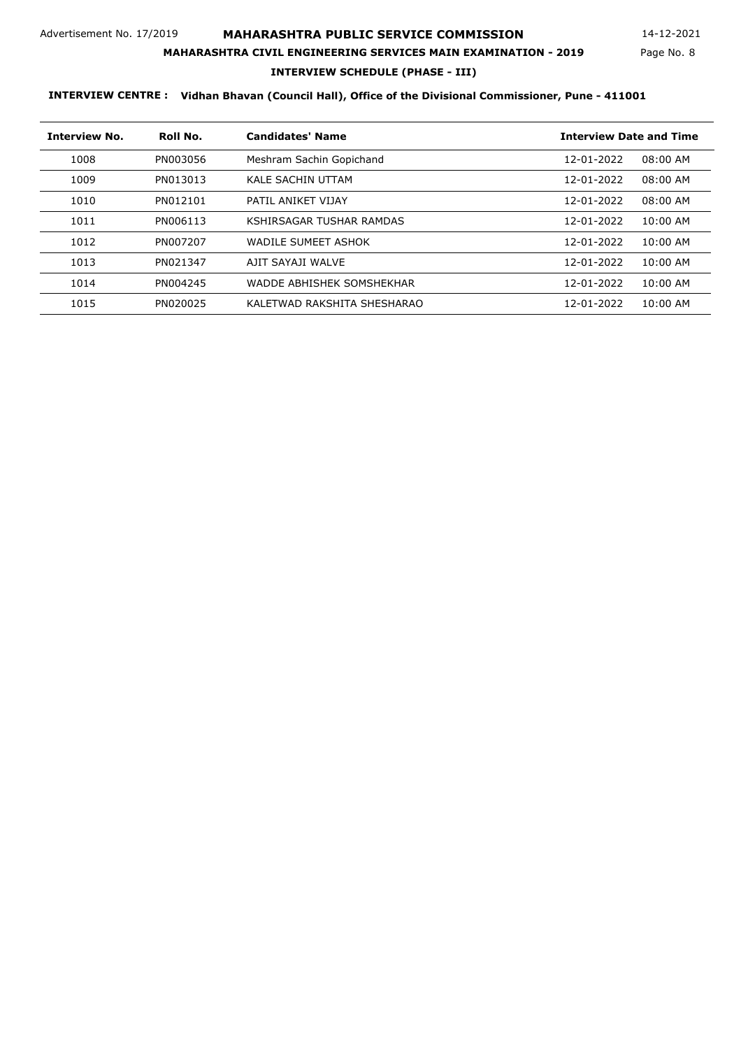| Interview No. | Roll No. | Candidates' Name | Interview Date and Time | |
|---|---|---|---|---|
| 1008 | PN003056 | Meshram Sachin Gopichand | 12-01-2022 | 08:00 AM |
| 1009 | PN013013 | KALE SACHIN UTTAM | 12-01-2022 | 08:00 AM |
| 1010 | PN012101 | PATIL ANIKET VIJAY | 12-01-2022 | 08:00 AM |
| 1011 | PN006113 | KSHIRSAGAR TUSHAR RAMDAS | 12-01-2022 | 10:00 AM |
| 1012 | PN007207 | WADILE SUMEET ASHOK | 12-01-2022 | 10:00 AM |
| 1013 | PN021347 | AJIT SAYAJI WALVE | 12-01-2022 | 10:00 AM |
| 1014 | PN004245 | WADDE ABHISHEK SOMSHEKHAR | 12-01-2022 | 10:00 AM |
| 1015 | PN020025 | KALETWAD RAKSHITA SHESHARAO | 12-01-2022 | 10:00 AM |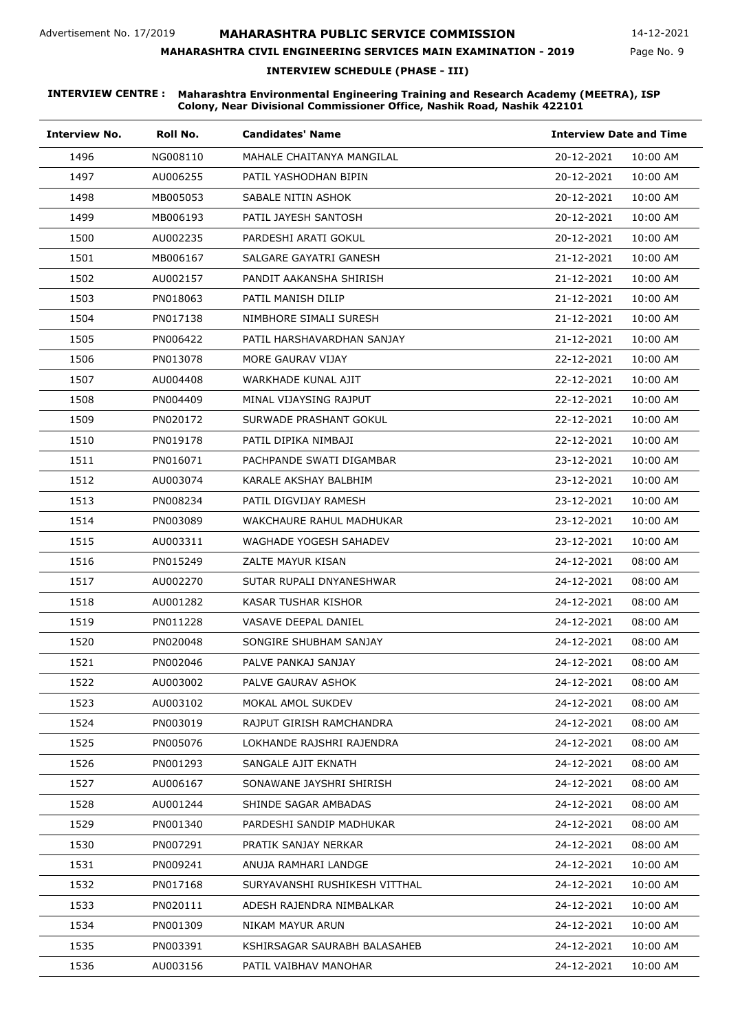Advertisement No. 17/2019

# MAHARASHTRA PUBLIC SERVICE COMMISSION

14-12-2021

## MAHARASHTRA CIVIL ENGINEERING SERVICES MAIN EXAMINATION - 2019

### INTERVIEW SCHEDULE (PHASE - III)

**INTERVIEW CENTRE : Maharashtra Environmental Engineering Training and Research Academy (MEETRA), ISP Colony, Near Divisional Commissioner Office, Nashik Road, Nashik 422101**

| Interview No. | Roll No. | Candidates' Name | Interview Date and Time | |
|---|---|---|---|---|
| 1496 | NG008110 | MAHALE CHAITANYA MANGILAL | 20-12-2021 | 10:00 AM |
| 1497 | AU006255 | PATIL YASHODHAN BIPIN | 20-12-2021 | 10:00 AM |
| 1498 | MB005053 | SABALE NITIN ASHOK | 20-12-2021 | 10:00 AM |
| 1499 | MB006193 | PATIL JAYESH SANTOSH | 20-12-2021 | 10:00 AM |
| 1500 | AU002235 | PARDESHI ARATI GOKUL | 20-12-2021 | 10:00 AM |
| 1501 | MB006167 | SALGARE GAYATRI GANESH | 21-12-2021 | 10:00 AM |
| 1502 | AU002157 | PANDIT AAKANSHA SHIRISH | 21-12-2021 | 10:00 AM |
| 1503 | PN018063 | PATIL MANISH DILIP | 21-12-2021 | 10:00 AM |
| 1504 | PN017138 | NIMBHORE SIMALI SURESH | 21-12-2021 | 10:00 AM |
| 1505 | PN006422 | PATIL HARSHAVARDHAN SANJAY | 21-12-2021 | 10:00 AM |
| 1506 | PN013078 | MORE GAURAV VIJAY | 22-12-2021 | 10:00 AM |
| 1507 | AU004408 | WARKHADE KUNAL AJIT | 22-12-2021 | 10:00 AM |
| 1508 | PN004409 | MINAL VIJAYSING RAJPUT | 22-12-2021 | 10:00 AM |
| 1509 | PN020172 | SURWADE PRASHANT GOKUL | 22-12-2021 | 10:00 AM |
| 1510 | PN019178 | PATIL DIPIKA NIMBAJI | 22-12-2021 | 10:00 AM |
| 1511 | PN016071 | PACHPANDE SWATI DIGAMBAR | 23-12-2021 | 10:00 AM |
| 1512 | AU003074 | KARALE AKSHAY BALBHIM | 23-12-2021 | 10:00 AM |
| 1513 | PN008234 | PATIL DIGVIJAY RAMESH | 23-12-2021 | 10:00 AM |
| 1514 | PN003089 | WAKCHAURE RAHUL MADHUKAR | 23-12-2021 | 10:00 AM |
| 1515 | AU003311 | WAGHADE YOGESH SAHADEV | 23-12-2021 | 10:00 AM |
| 1516 | PN015249 | ZALTE MAYUR KISAN | 24-12-2021 | 08:00 AM |
| 1517 | AU002270 | SUTAR RUPALI DNYANESHWAR | 24-12-2021 | 08:00 AM |
| 1518 | AU001282 | KASAR TUSHAR KISHOR | 24-12-2021 | 08:00 AM |
| 1519 | PN011228 | VASAVE DEEPAL DANIEL | 24-12-2021 | 08:00 AM |
| 1520 | PN020048 | SONGIRE SHUBHAM SANJAY | 24-12-2021 | 08:00 AM |
| 1521 | PN002046 | PALVE PANKAJ SANJAY | 24-12-2021 | 08:00 AM |
| 1522 | AU003002 | PALVE GAURAV ASHOK | 24-12-2021 | 08:00 AM |
| 1523 | AU003102 | MOKAL AMOL SUKDEV | 24-12-2021 | 08:00 AM |
| 1524 | PN003019 | RAJPUT GIRISH RAMCHANDRA | 24-12-2021 | 08:00 AM |
| 1525 | PN005076 | LOKHANDE RAJSHRI RAJENDRA | 24-12-2021 | 08:00 AM |
| 1526 | PN001293 | SANGALE AJIT EKNATH | 24-12-2021 | 08:00 AM |
| 1527 | AU006167 | SONAWANE JAYSHRI SHIRISH | 24-12-2021 | 08:00 AM |
| 1528 | AU001244 | SHINDE SAGAR AMBADAS | 24-12-2021 | 08:00 AM |
| 1529 | PN001340 | PARDESHI SANDIP MADHUKAR | 24-12-2021 | 08:00 AM |
| 1530 | PN007291 | PRATIK SANJAY NERKAR | 24-12-2021 | 08:00 AM |
| 1531 | PN009241 | ANUJA RAMHARI LANDGE | 24-12-2021 | 10:00 AM |
| 1532 | PN017168 | SURYAVANSHI RUSHIKESH VITTHAL | 24-12-2021 | 10:00 AM |
| 1533 | PN020111 | ADESH RAJENDRA NIMBALKAR | 24-12-2021 | 10:00 AM |
| 1534 | PN001309 | NIKAM MAYUR ARUN | 24-12-2021 | 10:00 AM |
| 1535 | PN003391 | KSHIRSAGAR SAURABH BALASAHEB | 24-12-2021 | 10:00 AM |
| 1536 | AU003156 | PATIL VAIBHAV MANOHAR | 24-12-2021 | 10:00 AM |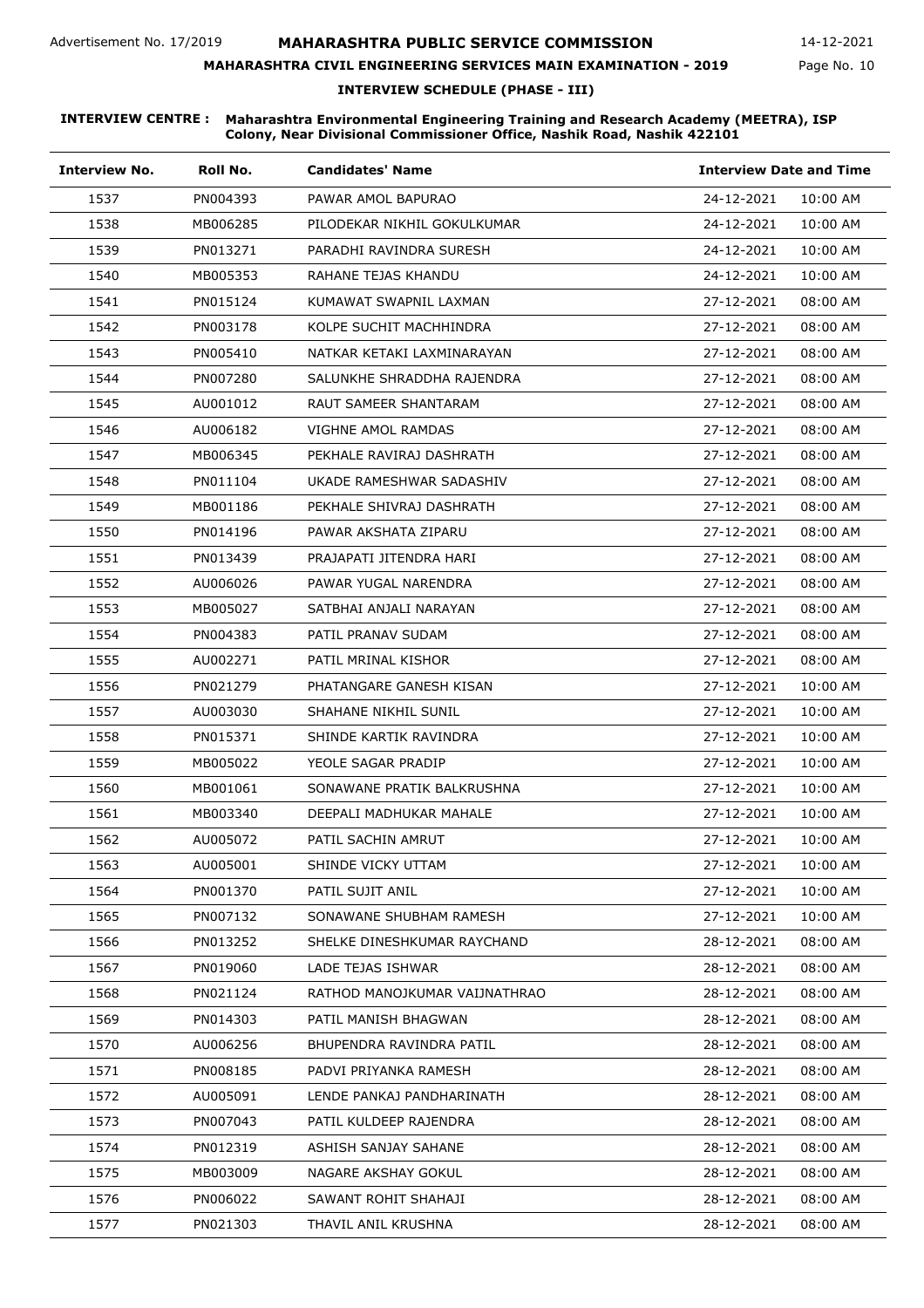Advertisement No. 17/2019

# MAHARASHTRA PUBLIC SERVICE COMMISSION

14-12-2021

## MAHARASHTRA CIVIL ENGINEERING SERVICES MAIN EXAMINATION - 2019

### INTERVIEW SCHEDULE (PHASE - III)

**INTERVIEW CENTRE : Maharashtra Environmental Engineering Training and Research Academy (MEETRA), ISP Colony, Near Divisional Commissioner Office, Nashik Road, Nashik 422101**

| Interview No. | Roll No. | Candidates' Name | Interview Date and Time | |
|---|---|---|---|---|
| 1537 | PN004393 | PAWAR AMOL BAPURAO | 24-12-2021 | 10:00 AM |
| 1538 | MB006285 | PILODEKAR NIKHIL GOKULKUMAR | 24-12-2021 | 10:00 AM |
| 1539 | PN013271 | PARADHI RAVINDRA SURESH | 24-12-2021 | 10:00 AM |
| 1540 | MB005353 | RAHANE TEJAS KHANDU | 24-12-2021 | 10:00 AM |
| 1541 | PN015124 | KUMAWAT SWAPNIL LAXMAN | 27-12-2021 | 08:00 AM |
| 1542 | PN003178 | KOLPE SUCHIT MACHHINDRA | 27-12-2021 | 08:00 AM |
| 1543 | PN005410 | NATKAR KETAKI LAXMINARAYAN | 27-12-2021 | 08:00 AM |
| 1544 | PN007280 | SALUNKHE SHRADDHA RAJENDRA | 27-12-2021 | 08:00 AM |
| 1545 | AU001012 | RAUT SAMEER SHANTARAM | 27-12-2021 | 08:00 AM |
| 1546 | AU006182 | VIGHNE AMOL RAMDAS | 27-12-2021 | 08:00 AM |
| 1547 | MB006345 | PEKHALE RAVIRAJ DASHRATH | 27-12-2021 | 08:00 AM |
| 1548 | PN011104 | UKADE RAMESHWAR SADASHIV | 27-12-2021 | 08:00 AM |
| 1549 | MB001186 | PEKHALE SHIVRAJ DASHRATH | 27-12-2021 | 08:00 AM |
| 1550 | PN014196 | PAWAR AKSHATA ZIPARU | 27-12-2021 | 08:00 AM |
| 1551 | PN013439 | PRAJAPATI JITENDRA HARI | 27-12-2021 | 08:00 AM |
| 1552 | AU006026 | PAWAR YUGAL NARENDRA | 27-12-2021 | 08:00 AM |
| 1553 | MB005027 | SATBHAI ANJALI NARAYAN | 27-12-2021 | 08:00 AM |
| 1554 | PN004383 | PATIL PRANAV SUDAM | 27-12-2021 | 08:00 AM |
| 1555 | AU002271 | PATIL MRINAL KISHOR | 27-12-2021 | 08:00 AM |
| 1556 | PN021279 | PHATANGARE GANESH KISAN | 27-12-2021 | 10:00 AM |
| 1557 | AU003030 | SHAHANE NIKHIL SUNIL | 27-12-2021 | 10:00 AM |
| 1558 | PN015371 | SHINDE KARTIK RAVINDRA | 27-12-2021 | 10:00 AM |
| 1559 | MB005022 | YEOLE SAGAR PRADIP | 27-12-2021 | 10:00 AM |
| 1560 | MB001061 | SONAWANE PRATIK BALKRUSHNA | 27-12-2021 | 10:00 AM |
| 1561 | MB003340 | DEEPALI MADHUKAR MAHALE | 27-12-2021 | 10:00 AM |
| 1562 | AU005072 | PATIL SACHIN AMRUT | 27-12-2021 | 10:00 AM |
| 1563 | AU005001 | SHINDE VICKY UTTAM | 27-12-2021 | 10:00 AM |
| 1564 | PN001370 | PATIL SUJIT ANIL | 27-12-2021 | 10:00 AM |
| 1565 | PN007132 | SONAWANE SHUBHAM RAMESH | 27-12-2021 | 10:00 AM |
| 1566 | PN013252 | SHELKE DINESHKUMAR RAYCHAND | 28-12-2021 | 08:00 AM |
| 1567 | PN019060 | LADE TEJAS ISHWAR | 28-12-2021 | 08:00 AM |
| 1568 | PN021124 | RATHOD MANOJKUMAR VAIJNATHRAO | 28-12-2021 | 08:00 AM |
| 1569 | PN014303 | PATIL MANISH BHAGWAN | 28-12-2021 | 08:00 AM |
| 1570 | AU006256 | BHUPENDRA RAVINDRA PATIL | 28-12-2021 | 08:00 AM |
| 1571 | PN008185 | PADVI PRIYANKA RAMESH | 28-12-2021 | 08:00 AM |
| 1572 | AU005091 | LENDE PANKAJ PANDHARINATH | 28-12-2021 | 08:00 AM |
| 1573 | PN007043 | PATIL KULDEEP RAJENDRA | 28-12-2021 | 08:00 AM |
| 1574 | PN012319 | ASHISH SANJAY SAHANE | 28-12-2021 | 08:00 AM |
| 1575 | MB003009 | NAGARE AKSHAY GOKUL | 28-12-2021 | 08:00 AM |
| 1576 | PN006022 | SAWANT ROHIT SHAHAJI | 28-12-2021 | 08:00 AM |
| 1577 | PN021303 | THAVIL ANIL KRUSHNA | 28-12-2021 | 08:00 AM |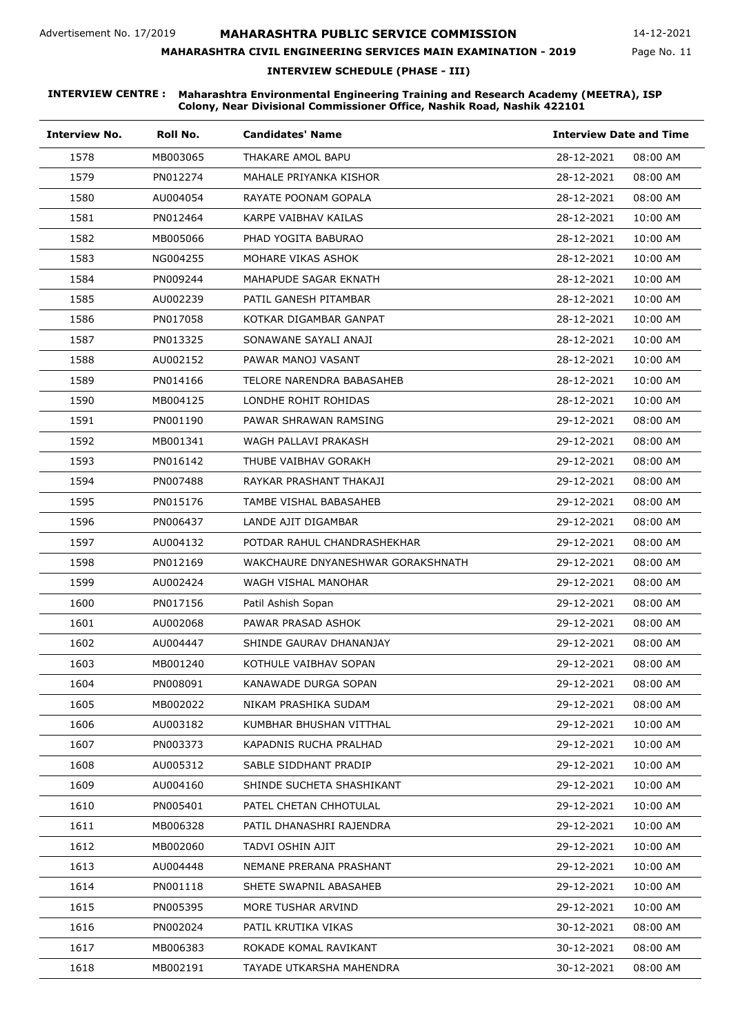Advertisement No. 17/2019

# MAHARASHTRA PUBLIC SERVICE COMMISSION

14-12-2021

## MAHARASHTRA CIVIL ENGINEERING SERVICES MAIN EXAMINATION - 2019

### INTERVIEW SCHEDULE (PHASE - III)

**INTERVIEW CENTRE : Maharashtra Environmental Engineering Training and Research Academy (MEETRA), ISP Colony, Near Divisional Commissioner Office, Nashik Road, Nashik 422101**

| Interview No. | Roll No. | Candidates' Name | Interview Date and Time | |
|---|---|---|---|---|
| 1578 | MB003065 | THAKARE AMOL BAPU | 28-12-2021 | 08:00 AM |
| 1579 | PN012274 | MAHALE PRIYANKA KISHOR | 28-12-2021 | 08:00 AM |
| 1580 | AU004054 | RAYATE POONAM GOPALA | 28-12-2021 | 08:00 AM |
| 1581 | PN012464 | KARPE VAIBHAV KAILAS | 28-12-2021 | 10:00 AM |
| 1582 | MB005066 | PHAD YOGITA BABURAO | 28-12-2021 | 10:00 AM |
| 1583 | NG004255 | MOHARE VIKAS ASHOK | 28-12-2021 | 10:00 AM |
| 1584 | PN009244 | MAHAPUDE SAGAR EKNATH | 28-12-2021 | 10:00 AM |
| 1585 | AU002239 | PATIL GANESH PITAMBAR | 28-12-2021 | 10:00 AM |
| 1586 | PN017058 | KOTKAR DIGAMBAR GANPAT | 28-12-2021 | 10:00 AM |
| 1587 | PN013325 | SONAWANE SAYALI ANAJI | 28-12-2021 | 10:00 AM |
| 1588 | AU002152 | PAWAR MANOJ VASANT | 28-12-2021 | 10:00 AM |
| 1589 | PN014166 | TELORE NARENDRA BABASAHEB | 28-12-2021 | 10:00 AM |
| 1590 | MB004125 | LONDHE ROHIT ROHIDAS | 28-12-2021 | 10:00 AM |
| 1591 | PN001190 | PAWAR SHRAWAN RAMSING | 29-12-2021 | 08:00 AM |
| 1592 | MB001341 | WAGH PALLAVI PRAKASH | 29-12-2021 | 08:00 AM |
| 1593 | PN016142 | THUBE VAIBHAV GORAKH | 29-12-2021 | 08:00 AM |
| 1594 | PN007488 | RAYKAR PRASHANT THAKAJI | 29-12-2021 | 08:00 AM |
| 1595 | PN015176 | TAMBE VISHAL BABASAHEB | 29-12-2021 | 08:00 AM |
| 1596 | PN006437 | LANDE AJIT DIGAMBAR | 29-12-2021 | 08:00 AM |
| 1597 | AU004132 | POTDAR RAHUL CHANDRASHEKHAR | 29-12-2021 | 08:00 AM |
| 1598 | PN012169 | WAKCHAURE DNYANESHWAR GORAKSHNATH | 29-12-2021 | 08:00 AM |
| 1599 | AU002424 | WAGH VISHAL MANOHAR | 29-12-2021 | 08:00 AM |
| 1600 | PN017156 | Patil Ashish Sopan | 29-12-2021 | 08:00 AM |
| 1601 | AU002068 | PAWAR PRASAD ASHOK | 29-12-2021 | 08:00 AM |
| 1602 | AU004447 | SHINDE GAURAV DHANANJAY | 29-12-2021 | 08:00 AM |
| 1603 | MB001240 | KOTHULE VAIBHAV SOPAN | 29-12-2021 | 08:00 AM |
| 1604 | PN008091 | KANAWADE DURGA SOPAN | 29-12-2021 | 08:00 AM |
| 1605 | MB002022 | NIKAM PRASHIKA SUDAM | 29-12-2021 | 08:00 AM |
| 1606 | AU003182 | KUMBHAR BHUSHAN VITTHAL | 29-12-2021 | 10:00 AM |
| 1607 | PN003373 | KAPADNIS RUCHA PRALHAD | 29-12-2021 | 10:00 AM |
| 1608 | AU005312 | SABLE SIDDHANT PRADIP | 29-12-2021 | 10:00 AM |
| 1609 | AU004160 | SHINDE SUCHETA SHASHIKANT | 29-12-2021 | 10:00 AM |
| 1610 | PN005401 | PATEL CHETAN CHHOTULAL | 29-12-2021 | 10:00 AM |
| 1611 | MB006328 | PATIL DHANASHRI RAJENDRA | 29-12-2021 | 10:00 AM |
| 1612 | MB002060 | TADVI OSHIN AJIT | 29-12-2021 | 10:00 AM |
| 1613 | AU004448 | NEMANE PRERANA PRASHANT | 29-12-2021 | 10:00 AM |
| 1614 | PN001118 | SHETE SWAPNIL ABASAHEB | 29-12-2021 | 10:00 AM |
| 1615 | PN005395 | MORE TUSHAR ARVIND | 29-12-2021 | 10:00 AM |
| 1616 | PN002024 | PATIL KRUTIKA VIKAS | 30-12-2021 | 08:00 AM |
| 1617 | MB006383 | ROKADE KOMAL RAVIKANT | 30-12-2021 | 08:00 AM |
| 1618 | MB002191 | TAYADE UTKARSHA MAHENDRA | 30-12-2021 | 08:00 AM |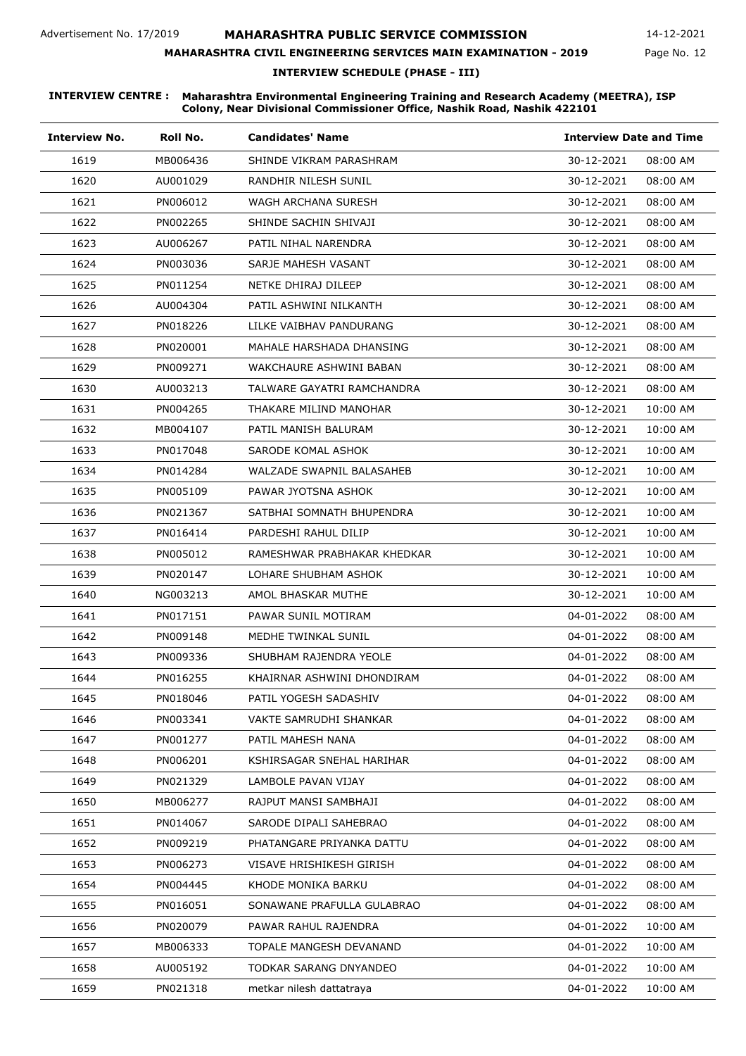Advertisement No. 17/2019

# MAHARASHTRA PUBLIC SERVICE COMMISSION

14-12-2021

## MAHARASHTRA CIVIL ENGINEERING SERVICES MAIN EXAMINATION - 2019

### INTERVIEW SCHEDULE (PHASE - III)

**INTERVIEW CENTRE :** **Maharashtra Environmental Engineering Training and Research Academy (MEETRA), ISP Colony, Near Divisional Commissioner Office, Nashik Road, Nashik 422101**

| Interview No. | Roll No. | Candidates' Name | Interview Date and Time | |
|---|---|---|---|---|
| 1619 | MB006436 | SHINDE VIKRAM PARASHRAM | 30-12-2021 | 08:00 AM |
| 1620 | AU001029 | RANDHIR NILESH SUNIL | 30-12-2021 | 08:00 AM |
| 1621 | PN006012 | WAGH ARCHANA SURESH | 30-12-2021 | 08:00 AM |
| 1622 | PN002265 | SHINDE SACHIN SHIVAJI | 30-12-2021 | 08:00 AM |
| 1623 | AU006267 | PATIL NIHAL NARENDRA | 30-12-2021 | 08:00 AM |
| 1624 | PN003036 | SARJE MAHESH VASANT | 30-12-2021 | 08:00 AM |
| 1625 | PN011254 | NETKE DHIRAJ DILEEP | 30-12-2021 | 08:00 AM |
| 1626 | AU004304 | PATIL ASHWINI NILKANTH | 30-12-2021 | 08:00 AM |
| 1627 | PN018226 | LILKE VAIBHAV PANDURANG | 30-12-2021 | 08:00 AM |
| 1628 | PN020001 | MAHALE HARSHADA DHANSING | 30-12-2021 | 08:00 AM |
| 1629 | PN009271 | WAKCHAURE ASHWINI BABAN | 30-12-2021 | 08:00 AM |
| 1630 | AU003213 | TALWARE GAYATRI RAMCHANDRA | 30-12-2021 | 08:00 AM |
| 1631 | PN004265 | THAKARE MILIND MANOHAR | 30-12-2021 | 10:00 AM |
| 1632 | MB004107 | PATIL MANISH BALURAM | 30-12-2021 | 10:00 AM |
| 1633 | PN017048 | SARODE KOMAL ASHOK | 30-12-2021 | 10:00 AM |
| 1634 | PN014284 | WALZADE SWAPNIL BALASAHEB | 30-12-2021 | 10:00 AM |
| 1635 | PN005109 | PAWAR JYOTSNA ASHOK | 30-12-2021 | 10:00 AM |
| 1636 | PN021367 | SATBHAI SOMNATH BHUPENDRA | 30-12-2021 | 10:00 AM |
| 1637 | PN016414 | PARDESHI RAHUL DILIP | 30-12-2021 | 10:00 AM |
| 1638 | PN005012 | RAMESHWAR PRABHAKAR KHEDKAR | 30-12-2021 | 10:00 AM |
| 1639 | PN020147 | LOHARE SHUBHAM ASHOK | 30-12-2021 | 10:00 AM |
| 1640 | NG003213 | AMOL BHASKAR MUTHE | 30-12-2021 | 10:00 AM |
| 1641 | PN017151 | PAWAR SUNIL MOTIRAM | 04-01-2022 | 08:00 AM |
| 1642 | PN009148 | MEDHE TWINKAL SUNIL | 04-01-2022 | 08:00 AM |
| 1643 | PN009336 | SHUBHAM RAJENDRA YEOLE | 04-01-2022 | 08:00 AM |
| 1644 | PN016255 | KHAIRNAR ASHWINI DHONDIRAM | 04-01-2022 | 08:00 AM |
| 1645 | PN018046 | PATIL YOGESH SADASHIV | 04-01-2022 | 08:00 AM |
| 1646 | PN003341 | VAKTE SAMRUDHI SHANKAR | 04-01-2022 | 08:00 AM |
| 1647 | PN001277 | PATIL MAHESH NANA | 04-01-2022 | 08:00 AM |
| 1648 | PN006201 | KSHIRSAGAR SNEHAL HARIHAR | 04-01-2022 | 08:00 AM |
| 1649 | PN021329 | LAMBOLE PAVAN VIJAY | 04-01-2022 | 08:00 AM |
| 1650 | MB006277 | RAJPUT MANSI SAMBHAJI | 04-01-2022 | 08:00 AM |
| 1651 | PN014067 | SARODE DIPALI SAHEBRAO | 04-01-2022 | 08:00 AM |
| 1652 | PN009219 | PHATANGARE PRIYANKA DATTU | 04-01-2022 | 08:00 AM |
| 1653 | PN006273 | VISAVE HRISHIKESH GIRISH | 04-01-2022 | 08:00 AM |
| 1654 | PN004445 | KHODE MONIKA BARKU | 04-01-2022 | 08:00 AM |
| 1655 | PN016051 | SONAWANE PRAFULLA GULABRAO | 04-01-2022 | 08:00 AM |
| 1656 | PN020079 | PAWAR RAHUL RAJENDRA | 04-01-2022 | 10:00 AM |
| 1657 | MB006333 | TOPALE MANGESH DEVANAND | 04-01-2022 | 10:00 AM |
| 1658 | AU005192 | TODKAR SARANG DNYANDEO | 04-01-2022 | 10:00 AM |
| 1659 | PN021318 | metkar nilesh dattatraya | 04-01-2022 | 10:00 AM |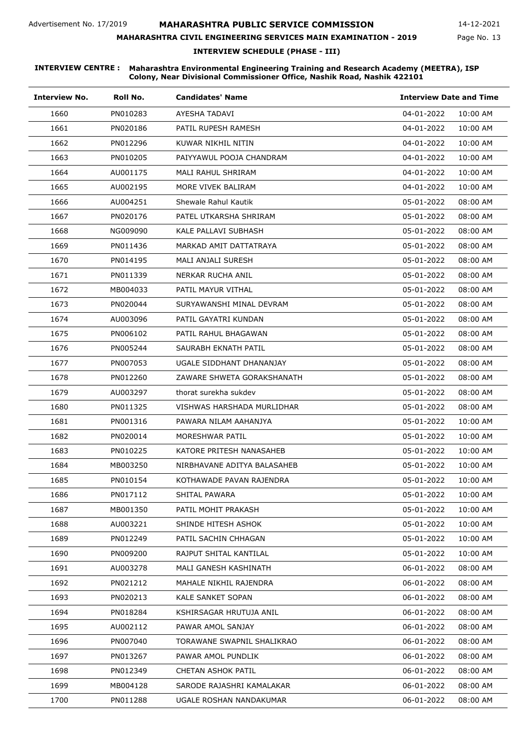Advertisement No. 17/2019

# MAHARASHTRA PUBLIC SERVICE COMMISSION

14-12-2021

## MAHARASHTRA CIVIL ENGINEERING SERVICES MAIN EXAMINATION - 2019

### INTERVIEW SCHEDULE (PHASE - III)

**INTERVIEW CENTRE : Maharashtra Environmental Engineering Training and Research Academy (MEETRA), ISP Colony, Near Divisional Commissioner Office, Nashik Road, Nashik 422101**

| Interview No. | Roll No. | Candidates' Name | Interview Date and Time | |
|---|---|---|---|---|
| 1660 | PN010283 | AYESHA TADAVI | 04-01-2022 | 10:00 AM |
| 1661 | PN020186 | PATIL RUPESH RAMESH | 04-01-2022 | 10:00 AM |
| 1662 | PN012296 | KUWAR NIKHIL NITIN | 04-01-2022 | 10:00 AM |
| 1663 | PN010205 | PAIYYAWUL POOJA CHANDRAM | 04-01-2022 | 10:00 AM |
| 1664 | AU001175 | MALI RAHUL SHRIRAM | 04-01-2022 | 10:00 AM |
| 1665 | AU002195 | MORE VIVEK BALIRAM | 04-01-2022 | 10:00 AM |
| 1666 | AU004251 | Shewale Rahul Kautik | 05-01-2022 | 08:00 AM |
| 1667 | PN020176 | PATEL UTKARSHA SHRIRAM | 05-01-2022 | 08:00 AM |
| 1668 | NG009090 | KALE PALLAVI SUBHASH | 05-01-2022 | 08:00 AM |
| 1669 | PN011436 | MARKAD AMIT DATTATRAYA | 05-01-2022 | 08:00 AM |
| 1670 | PN014195 | MALI ANJALI SURESH | 05-01-2022 | 08:00 AM |
| 1671 | PN011339 | NERKAR RUCHA ANIL | 05-01-2022 | 08:00 AM |
| 1672 | MB004033 | PATIL MAYUR VITHAL | 05-01-2022 | 08:00 AM |
| 1673 | PN020044 | SURYAWANSHI MINAL DEVRAM | 05-01-2022 | 08:00 AM |
| 1674 | AU003096 | PATIL GAYATRI KUNDAN | 05-01-2022 | 08:00 AM |
| 1675 | PN006102 | PATIL RAHUL BHAGAWAN | 05-01-2022 | 08:00 AM |
| 1676 | PN005244 | SAURABH EKNATH PATIL | 05-01-2022 | 08:00 AM |
| 1677 | PN007053 | UGALE SIDDHANT DHANANJAY | 05-01-2022 | 08:00 AM |
| 1678 | PN012260 | ZAWARE SHWETA GORAKSHANATH | 05-01-2022 | 08:00 AM |
| 1679 | AU003297 | thorat surekha sukdev | 05-01-2022 | 08:00 AM |
| 1680 | PN011325 | VISHWAS HARSHADA MURLIDHAR | 05-01-2022 | 08:00 AM |
| 1681 | PN001316 | PAWARA NILAM AAHANJYA | 05-01-2022 | 10:00 AM |
| 1682 | PN020014 | MORESHWAR PATIL | 05-01-2022 | 10:00 AM |
| 1683 | PN010225 | KATORE PRITESH NANASAHEB | 05-01-2022 | 10:00 AM |
| 1684 | MB003250 | NIRBHAVANE ADITYA BALASAHEB | 05-01-2022 | 10:00 AM |
| 1685 | PN010154 | KOTHAWADE PAVAN RAJENDRA | 05-01-2022 | 10:00 AM |
| 1686 | PN017112 | SHITAL PAWARA | 05-01-2022 | 10:00 AM |
| 1687 | MB001350 | PATIL MOHIT PRAKASH | 05-01-2022 | 10:00 AM |
| 1688 | AU003221 | SHINDE HITESH ASHOK | 05-01-2022 | 10:00 AM |
| 1689 | PN012249 | PATIL SACHIN CHHAGAN | 05-01-2022 | 10:00 AM |
| 1690 | PN009200 | RAJPUT SHITAL KANTILAL | 05-01-2022 | 10:00 AM |
| 1691 | AU003278 | MALI GANESH KASHINATH | 06-01-2022 | 08:00 AM |
| 1692 | PN021212 | MAHALE NIKHIL RAJENDRA | 06-01-2022 | 08:00 AM |
| 1693 | PN020213 | KALE SANKET SOPAN | 06-01-2022 | 08:00 AM |
| 1694 | PN018284 | KSHIRSAGAR HRUTUJA ANIL | 06-01-2022 | 08:00 AM |
| 1695 | AU002112 | PAWAR AMOL SANJAY | 06-01-2022 | 08:00 AM |
| 1696 | PN007040 | TORAWANE SWAPNIL SHALIKRAO | 06-01-2022 | 08:00 AM |
| 1697 | PN013267 | PAWAR AMOL PUNDLIK | 06-01-2022 | 08:00 AM |
| 1698 | PN012349 | CHETAN ASHOK PATIL | 06-01-2022 | 08:00 AM |
| 1699 | MB004128 | SARODE RAJASHRI KAMALAKAR | 06-01-2022 | 08:00 AM |
| 1700 | PN011288 | UGALE ROSHAN NANDAKUMAR | 06-01-2022 | 08:00 AM |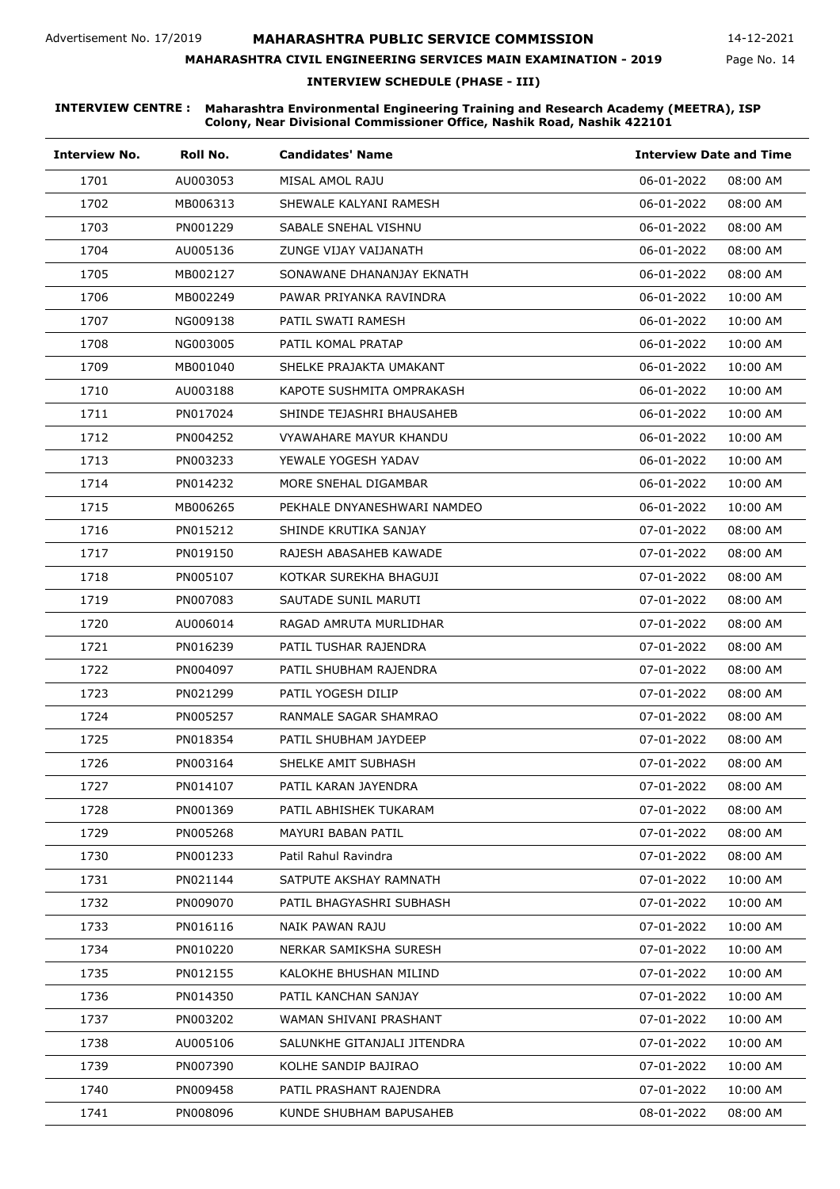Advertisement No. 17/2019

# MAHARASHTRA PUBLIC SERVICE COMMISSION

14-12-2021

## MAHARASHTRA CIVIL ENGINEERING SERVICES MAIN EXAMINATION - 2019

### INTERVIEW SCHEDULE (PHASE - III)

**INTERVIEW CENTRE : Maharashtra Environmental Engineering Training and Research Academy (MEETRA), ISP Colony, Near Divisional Commissioner Office, Nashik Road, Nashik 422101**

| Interview No. | Roll No. | Candidates' Name | Interview Date and Time | |
|---|---|---|---|---|
| 1701 | AU003053 | MISAL AMOL RAJU | 06-01-2022 | 08:00 AM |
| 1702 | MB006313 | SHEWALE KALYANI RAMESH | 06-01-2022 | 08:00 AM |
| 1703 | PN001229 | SABALE SNEHAL VISHNU | 06-01-2022 | 08:00 AM |
| 1704 | AU005136 | ZUNGE VIJAY VAIJANATH | 06-01-2022 | 08:00 AM |
| 1705 | MB002127 | SONAWANE DHANANJAY EKNATH | 06-01-2022 | 08:00 AM |
| 1706 | MB002249 | PAWAR PRIYANKA RAVINDRA | 06-01-2022 | 10:00 AM |
| 1707 | NG009138 | PATIL SWATI RAMESH | 06-01-2022 | 10:00 AM |
| 1708 | NG003005 | PATIL KOMAL PRATAP | 06-01-2022 | 10:00 AM |
| 1709 | MB001040 | SHELKE PRAJAKTA UMAKANT | 06-01-2022 | 10:00 AM |
| 1710 | AU003188 | KAPOTE SUSHMITA OMPRAKASH | 06-01-2022 | 10:00 AM |
| 1711 | PN017024 | SHINDE TEJASHRI BHAUSAHEB | 06-01-2022 | 10:00 AM |
| 1712 | PN004252 | VYAWAHARE MAYUR KHANDU | 06-01-2022 | 10:00 AM |
| 1713 | PN003233 | YEWALE YOGESH YADAV | 06-01-2022 | 10:00 AM |
| 1714 | PN014232 | MORE SNEHAL DIGAMBAR | 06-01-2022 | 10:00 AM |
| 1715 | MB006265 | PEKHALE DNYANESHWARI NAMDEO | 06-01-2022 | 10:00 AM |
| 1716 | PN015212 | SHINDE KRUTIKA SANJAY | 07-01-2022 | 08:00 AM |
| 1717 | PN019150 | RAJESH ABASAHEB KAWADE | 07-01-2022 | 08:00 AM |
| 1718 | PN005107 | KOTKAR SUREKHA BHAGUJI | 07-01-2022 | 08:00 AM |
| 1719 | PN007083 | SAUTADE SUNIL MARUTI | 07-01-2022 | 08:00 AM |
| 1720 | AU006014 | RAGAD AMRUTA MURLIDHAR | 07-01-2022 | 08:00 AM |
| 1721 | PN016239 | PATIL TUSHAR RAJENDRA | 07-01-2022 | 08:00 AM |
| 1722 | PN004097 | PATIL SHUBHAM RAJENDRA | 07-01-2022 | 08:00 AM |
| 1723 | PN021299 | PATIL YOGESH DILIP | 07-01-2022 | 08:00 AM |
| 1724 | PN005257 | RANMALE SAGAR SHAMRAO | 07-01-2022 | 08:00 AM |
| 1725 | PN018354 | PATIL SHUBHAM JAYDEEP | 07-01-2022 | 08:00 AM |
| 1726 | PN003164 | SHELKE AMIT SUBHASH | 07-01-2022 | 08:00 AM |
| 1727 | PN014107 | PATIL KARAN JAYENDRA | 07-01-2022 | 08:00 AM |
| 1728 | PN001369 | PATIL ABHISHEK TUKARAM | 07-01-2022 | 08:00 AM |
| 1729 | PN005268 | MAYURI BABAN PATIL | 07-01-2022 | 08:00 AM |
| 1730 | PN001233 | Patil Rahul Ravindra | 07-01-2022 | 08:00 AM |
| 1731 | PN021144 | SATPUTE AKSHAY RAMNATH | 07-01-2022 | 10:00 AM |
| 1732 | PN009070 | PATIL BHAGYASHRI SUBHASH | 07-01-2022 | 10:00 AM |
| 1733 | PN016116 | NAIK PAWAN RAJU | 07-01-2022 | 10:00 AM |
| 1734 | PN010220 | NERKAR SAMIKSHA SURESH | 07-01-2022 | 10:00 AM |
| 1735 | PN012155 | KALOKHE BHUSHAN MILIND | 07-01-2022 | 10:00 AM |
| 1736 | PN014350 | PATIL KANCHAN SANJAY | 07-01-2022 | 10:00 AM |
| 1737 | PN003202 | WAMAN SHIVANI PRASHANT | 07-01-2022 | 10:00 AM |
| 1738 | AU005106 | SALUNKHE GITANJALI JITENDRA | 07-01-2022 | 10:00 AM |
| 1739 | PN007390 | KOLHE SANDIP BAJIRAO | 07-01-2022 | 10:00 AM |
| 1740 | PN009458 | PATIL PRASHANT RAJENDRA | 07-01-2022 | 10:00 AM |
| 1741 | PN008096 | KUNDE SHUBHAM BAPUSAHEB | 08-01-2022 | 08:00 AM |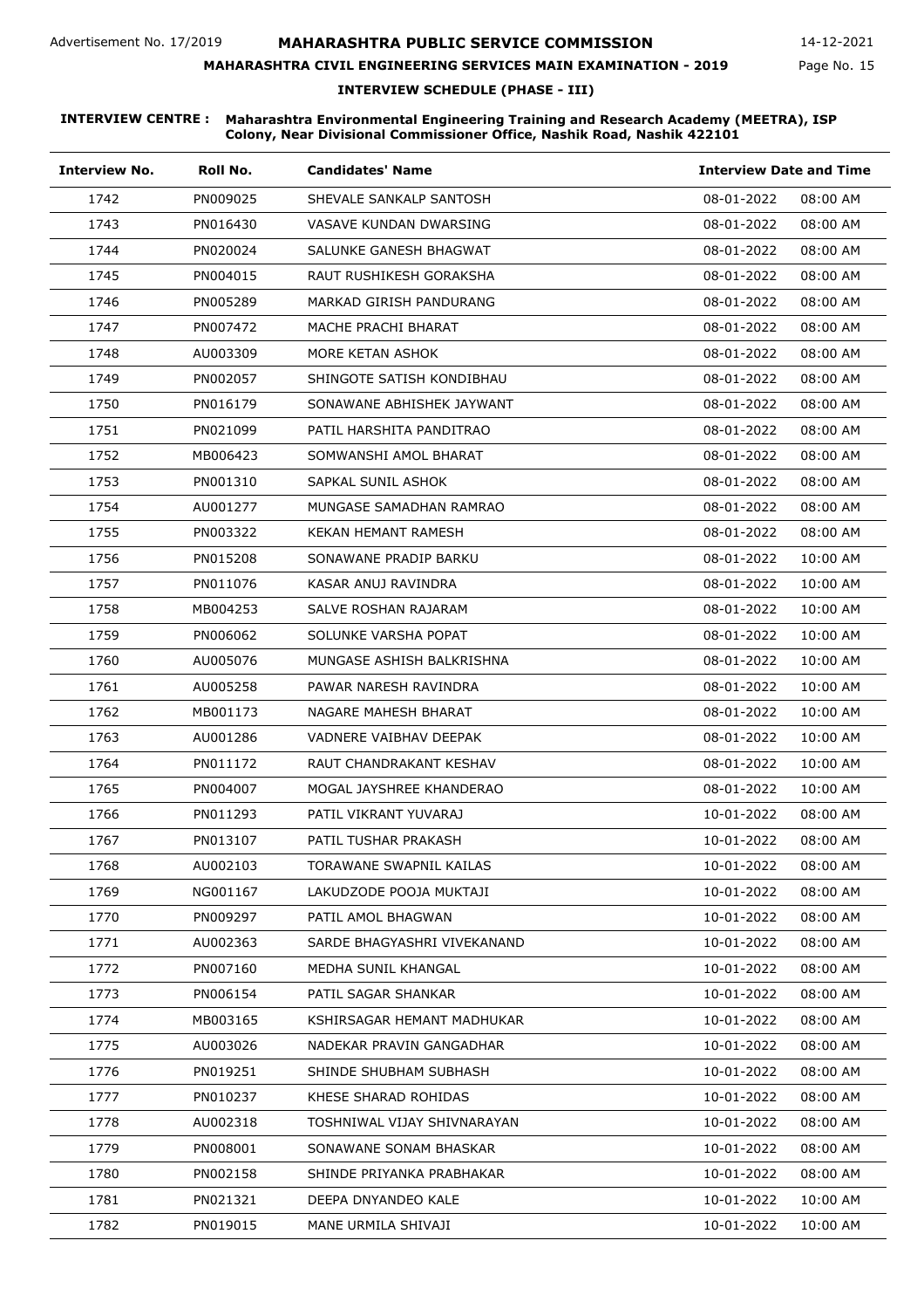Advertisement No. 17/2019

# MAHARASHTRA PUBLIC SERVICE COMMISSION

14-12-2021

## MAHARASHTRA CIVIL ENGINEERING SERVICES MAIN EXAMINATION - 2019

### INTERVIEW SCHEDULE (PHASE - III)

**INTERVIEW CENTRE : Maharashtra Environmental Engineering Training and Research Academy (MEETRA), ISP Colony, Near Divisional Commissioner Office, Nashik Road, Nashik 422101**

| Interview No. | Roll No. | Candidates' Name | Interview Date and Time | |
|---|---|---|---|---|
| 1742 | PN009025 | SHEVALE SANKALP SANTOSH | 08-01-2022 | 08:00 AM |
| 1743 | PN016430 | VASAVE KUNDAN DWARSING | 08-01-2022 | 08:00 AM |
| 1744 | PN020024 | SALUNKE GANESH BHAGWAT | 08-01-2022 | 08:00 AM |
| 1745 | PN004015 | RAUT RUSHIKESH GORAKSHA | 08-01-2022 | 08:00 AM |
| 1746 | PN005289 | MARKAD GIRISH PANDURANG | 08-01-2022 | 08:00 AM |
| 1747 | PN007472 | MACHE PRACHI BHARAT | 08-01-2022 | 08:00 AM |
| 1748 | AU003309 | MORE KETAN ASHOK | 08-01-2022 | 08:00 AM |
| 1749 | PN002057 | SHINGOTE SATISH KONDIBHAU | 08-01-2022 | 08:00 AM |
| 1750 | PN016179 | SONAWANE ABHISHEK JAYWANT | 08-01-2022 | 08:00 AM |
| 1751 | PN021099 | PATIL HARSHITA PANDITRAO | 08-01-2022 | 08:00 AM |
| 1752 | MB006423 | SOMWANSHI AMOL BHARAT | 08-01-2022 | 08:00 AM |
| 1753 | PN001310 | SAPKAL SUNIL ASHOK | 08-01-2022 | 08:00 AM |
| 1754 | AU001277 | MUNGASE SAMADHAN RAMRAO | 08-01-2022 | 08:00 AM |
| 1755 | PN003322 | KEKAN HEMANT RAMESH | 08-01-2022 | 08:00 AM |
| 1756 | PN015208 | SONAWANE PRADIP BARKU | 08-01-2022 | 10:00 AM |
| 1757 | PN011076 | KASAR ANUJ RAVINDRA | 08-01-2022 | 10:00 AM |
| 1758 | MB004253 | SALVE ROSHAN RAJARAM | 08-01-2022 | 10:00 AM |
| 1759 | PN006062 | SOLUNKE VARSHA POPAT | 08-01-2022 | 10:00 AM |
| 1760 | AU005076 | MUNGASE ASHISH BALKRISHNA | 08-01-2022 | 10:00 AM |
| 1761 | AU005258 | PAWAR NARESH RAVINDRA | 08-01-2022 | 10:00 AM |
| 1762 | MB001173 | NAGARE MAHESH BHARAT | 08-01-2022 | 10:00 AM |
| 1763 | AU001286 | VADNERE VAIBHAV DEEPAK | 08-01-2022 | 10:00 AM |
| 1764 | PN011172 | RAUT CHANDRAKANT KESHAV | 08-01-2022 | 10:00 AM |
| 1765 | PN004007 | MOGAL JAYSHREE KHANDERAO | 08-01-2022 | 10:00 AM |
| 1766 | PN011293 | PATIL VIKRANT YUVARAJ | 10-01-2022 | 08:00 AM |
| 1767 | PN013107 | PATIL TUSHAR PRAKASH | 10-01-2022 | 08:00 AM |
| 1768 | AU002103 | TORAWANE SWAPNIL KAILAS | 10-01-2022 | 08:00 AM |
| 1769 | NG001167 | LAKUDZODE POOJA MUKTAJI | 10-01-2022 | 08:00 AM |
| 1770 | PN009297 | PATIL AMOL BHAGWAN | 10-01-2022 | 08:00 AM |
| 1771 | AU002363 | SARDE BHAGYASHRI VIVEKANAND | 10-01-2022 | 08:00 AM |
| 1772 | PN007160 | MEDHA SUNIL KHANGAL | 10-01-2022 | 08:00 AM |
| 1773 | PN006154 | PATIL SAGAR SHANKAR | 10-01-2022 | 08:00 AM |
| 1774 | MB003165 | KSHIRSAGAR HEMANT MADHUKAR | 10-01-2022 | 08:00 AM |
| 1775 | AU003026 | NADEKAR PRAVIN GANGADHAR | 10-01-2022 | 08:00 AM |
| 1776 | PN019251 | SHINDE SHUBHAM SUBHASH | 10-01-2022 | 08:00 AM |
| 1777 | PN010237 | KHESE SHARAD ROHIDAS | 10-01-2022 | 08:00 AM |
| 1778 | AU002318 | TOSHNIWAL VIJAY SHIVNARAYAN | 10-01-2022 | 08:00 AM |
| 1779 | PN008001 | SONAWANE SONAM BHASKAR | 10-01-2022 | 08:00 AM |
| 1780 | PN002158 | SHINDE PRIYANKA PRABHAKAR | 10-01-2022 | 08:00 AM |
| 1781 | PN021321 | DEEPA DNYANDEO KALE | 10-01-2022 | 10:00 AM |
| 1782 | PN019015 | MANE URMILA SHIVAJI | 10-01-2022 | 10:00 AM |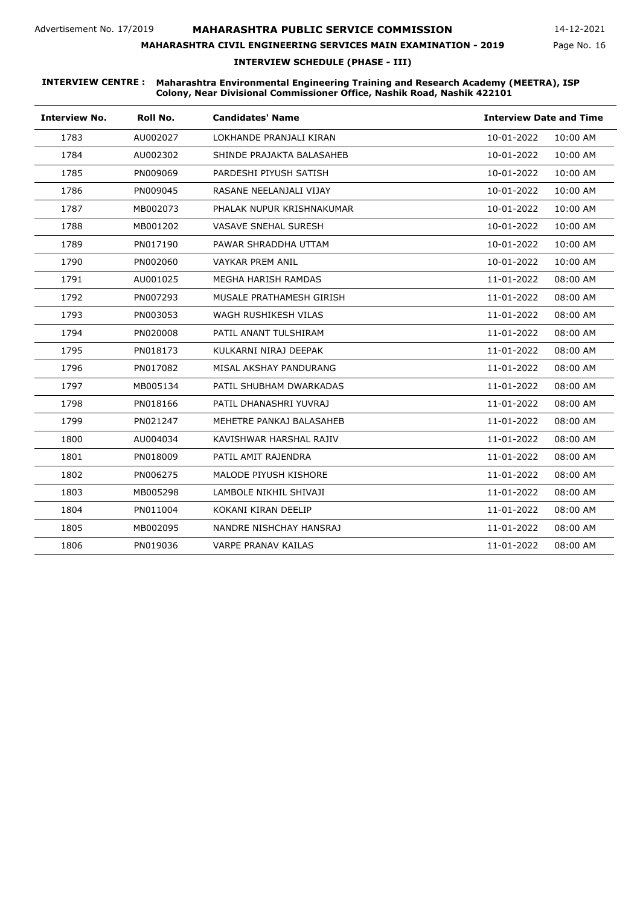Advertisement No. 17/2019

# MAHARASHTRA PUBLIC SERVICE COMMISSION

14-12-2021

## MAHARASHTRA CIVIL ENGINEERING SERVICES MAIN EXAMINATION - 2019

### INTERVIEW SCHEDULE (PHASE - III)

**INTERVIEW CENTRE : Maharashtra Environmental Engineering Training and Research Academy (MEETRA), ISP Colony, Near Divisional Commissioner Office, Nashik Road, Nashik 422101**

| Interview No. | Roll No. | Candidates' Name | Interview Date and Time | |
|---|---|---|---|---|
| 1783 | AU002027 | LOKHANDE PRANJALI KIRAN | 10-01-2022 | 10:00 AM |
| 1784 | AU002302 | SHINDE PRAJAKTA BALASAHEB | 10-01-2022 | 10:00 AM |
| 1785 | PN009069 | PARDESHI PIYUSH SATISH | 10-01-2022 | 10:00 AM |
| 1786 | PN009045 | RASANE NEELANJALI VIJAY | 10-01-2022 | 10:00 AM |
| 1787 | MB002073 | PHALAK NUPUR KRISHNAKUMAR | 10-01-2022 | 10:00 AM |
| 1788 | MB001202 | VASAVE SNEHAL SURESH | 10-01-2022 | 10:00 AM |
| 1789 | PN017190 | PAWAR SHRADDHA UTTAM | 10-01-2022 | 10:00 AM |
| 1790 | PN002060 | VAYKAR PREM ANIL | 10-01-2022 | 10:00 AM |
| 1791 | AU001025 | MEGHA HARISH RAMDAS | 11-01-2022 | 08:00 AM |
| 1792 | PN007293 | MUSALE PRATHAMESH GIRISH | 11-01-2022 | 08:00 AM |
| 1793 | PN003053 | WAGH RUSHIKESH VILAS | 11-01-2022 | 08:00 AM |
| 1794 | PN020008 | PATIL ANANT TULSHIRAM | 11-01-2022 | 08:00 AM |
| 1795 | PN018173 | KULKARNI NIRAJ DEEPAK | 11-01-2022 | 08:00 AM |
| 1796 | PN017082 | MISAL AKSHAY PANDURANG | 11-01-2022 | 08:00 AM |
| 1797 | MB005134 | PATIL SHUBHAM DWARKADAS | 11-01-2022 | 08:00 AM |
| 1798 | PN018166 | PATIL DHANASHRI YUVRAJ | 11-01-2022 | 08:00 AM |
| 1799 | PN021247 | MEHETRE PANKAJ BALASAHEB | 11-01-2022 | 08:00 AM |
| 1800 | AU004034 | KAVISHWAR HARSHAL RAJIV | 11-01-2022 | 08:00 AM |
| 1801 | PN018009 | PATIL AMIT RAJENDRA | 11-01-2022 | 08:00 AM |
| 1802 | PN006275 | MALODE PIYUSH KISHORE | 11-01-2022 | 08:00 AM |
| 1803 | MB005298 | LAMBOLE NIKHIL SHIVAJI | 11-01-2022 | 08:00 AM |
| 1804 | PN011004 | KOKANI KIRAN DEELIP | 11-01-2022 | 08:00 AM |
| 1805 | MB002095 | NANDRE NISHCHAY HANSRAJ | 11-01-2022 | 08:00 AM |
| 1806 | PN019036 | VARPE PRANAV KAILAS | 11-01-2022 | 08:00 AM |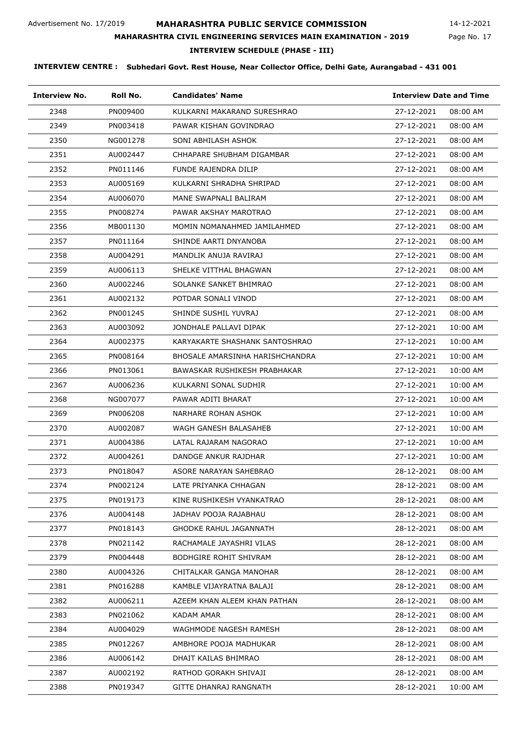Advertisement No. 17/2019

# MAHARASHTRA PUBLIC SERVICE COMMISSION

14-12-2021

## MAHARASHTRA CIVIL ENGINEERING SERVICES MAIN EXAMINATION - 2019

### INTERVIEW SCHEDULE (PHASE - III)

**INTERVIEW CENTRE : Subhedari Govt. Rest House, Near Collector Office, Delhi Gate, Aurangabad - 431 001**

| Interview No. | Roll No. | Candidates' Name | Interview Date and Time | |
|---|---|---|---|---|
| 2348 | PN009400 | KULKARNI MAKARAND SURESHRAO | 27-12-2021 | 08:00 AM |
| 2349 | PN003418 | PAWAR KISHAN GOVINDRAO | 27-12-2021 | 08:00 AM |
| 2350 | NG001278 | SONI ABHILASH ASHOK | 27-12-2021 | 08:00 AM |
| 2351 | AU002447 | CHHAPARE SHUBHAM DIGAMBAR | 27-12-2021 | 08:00 AM |
| 2352 | PN011146 | FUNDE RAJENDRA DILIP | 27-12-2021 | 08:00 AM |
| 2353 | AU005169 | KULKARNI SHRADHA SHRIPAD | 27-12-2021 | 08:00 AM |
| 2354 | AU006070 | MANE SWAPNALI BALIRAM | 27-12-2021 | 08:00 AM |
| 2355 | PN008274 | PAWAR AKSHAY MAROTRAO | 27-12-2021 | 08:00 AM |
| 2356 | MB001130 | MOMIN NOMANAHMED JAMILAHMED | 27-12-2021 | 08:00 AM |
| 2357 | PN011164 | SHINDE AARTI DNYANOBA | 27-12-2021 | 08:00 AM |
| 2358 | AU004291 | MANDLIK ANUJA RAVIRAJ | 27-12-2021 | 08:00 AM |
| 2359 | AU006113 | SHELKE VITTHAL BHAGWAN | 27-12-2021 | 08:00 AM |
| 2360 | AU002246 | SOLANKE SANKET BHIMRAO | 27-12-2021 | 08:00 AM |
| 2361 | AU002132 | POTDAR SONALI VINOD | 27-12-2021 | 08:00 AM |
| 2362 | PN001245 | SHINDE SUSHIL YUVRAJ | 27-12-2021 | 08:00 AM |
| 2363 | AU003092 | JONDHALE PALLAVI DIPAK | 27-12-2021 | 10:00 AM |
| 2364 | AU002375 | KARYAKARTE SHASHANK SANTOSHRAO | 27-12-2021 | 10:00 AM |
| 2365 | PN008164 | BHOSALE AMARSINHA HARISHCHANDRA | 27-12-2021 | 10:00 AM |
| 2366 | PN013061 | BAWASKAR RUSHIKESH PRABHAKAR | 27-12-2021 | 10:00 AM |
| 2367 | AU006236 | KULKARNI SONAL SUDHIR | 27-12-2021 | 10:00 AM |
| 2368 | NG007077 | PAWAR ADITI BHARAT | 27-12-2021 | 10:00 AM |
| 2369 | PN006208 | NARHARE ROHAN ASHOK | 27-12-2021 | 10:00 AM |
| 2370 | AU002087 | WAGH GANESH BALASAHEB | 27-12-2021 | 10:00 AM |
| 2371 | AU004386 | LATAL RAJARAM NAGORAO | 27-12-2021 | 10:00 AM |
| 2372 | AU004261 | DANDGE ANKUR RAJDHAR | 27-12-2021 | 10:00 AM |
| 2373 | PN018047 | ASORE NARAYAN SAHEBRAO | 28-12-2021 | 08:00 AM |
| 2374 | PN002124 | LATE PRIYANKA CHHAGAN | 28-12-2021 | 08:00 AM |
| 2375 | PN019173 | KINE RUSHIKESH VYANKATRAO | 28-12-2021 | 08:00 AM |
| 2376 | AU004148 | JADHAV POOJA RAJABHAU | 28-12-2021 | 08:00 AM |
| 2377 | PN018143 | GHODKE RAHUL JAGANNATH | 28-12-2021 | 08:00 AM |
| 2378 | PN021142 | RACHAMALE JAYASHRI VILAS | 28-12-2021 | 08:00 AM |
| 2379 | PN004448 | BODHGIRE ROHIT SHIVRAM | 28-12-2021 | 08:00 AM |
| 2380 | AU004326 | CHITALKAR GANGA MANOHAR | 28-12-2021 | 08:00 AM |
| 2381 | PN016288 | KAMBLE VIJAYRATNA BALAJI | 28-12-2021 | 08:00 AM |
| 2382 | AU006211 | AZEEM KHAN ALEEM KHAN PATHAN | 28-12-2021 | 08:00 AM |
| 2383 | PN021062 | KADAM AMAR | 28-12-2021 | 08:00 AM |
| 2384 | AU004029 | WAGHMODE NAGESH RAMESH | 28-12-2021 | 08:00 AM |
| 2385 | PN012267 | AMBHORE POOJA MADHUKAR | 28-12-2021 | 08:00 AM |
| 2386 | AU006142 | DHAIT KAILAS BHIMRAO | 28-12-2021 | 08:00 AM |
| 2387 | AU002192 | RATHOD GORAKH SHIVAJI | 28-12-2021 | 08:00 AM |
| 2388 | PN019347 | GITTE DHANRAJ RANGNATH | 28-12-2021 | 10:00 AM |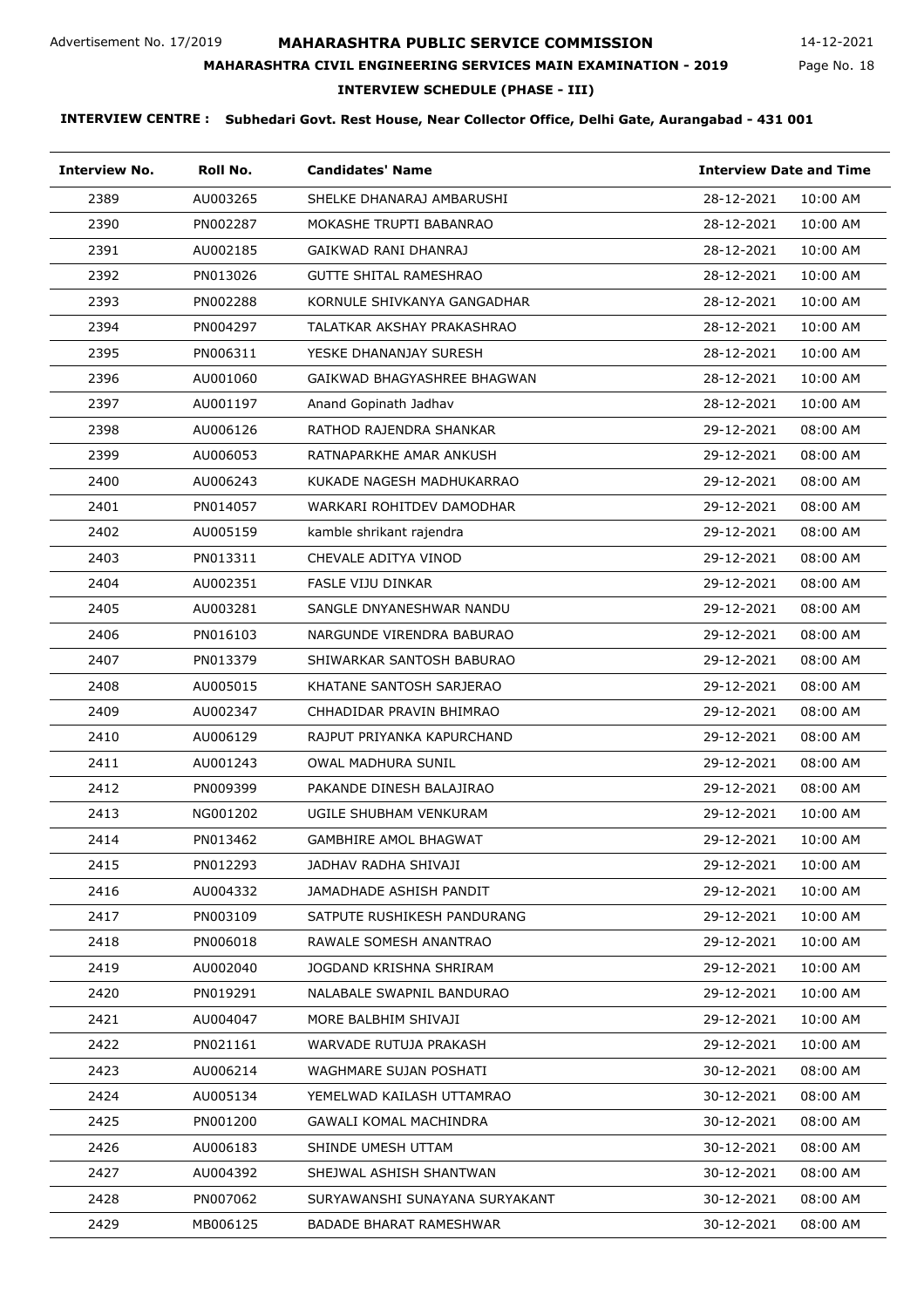Advertisement No. 17/2019

# MAHARASHTRA PUBLIC SERVICE COMMISSION

14-12-2021

## MAHARASHTRA CIVIL ENGINEERING SERVICES MAIN EXAMINATION - 2019

### INTERVIEW SCHEDULE (PHASE - III)

**INTERVIEW CENTRE : Subhedari Govt. Rest House, Near Collector Office, Delhi Gate, Aurangabad - 431 001**

| Interview No. | Roll No. | Candidates' Name | Interview Date and Time | |
|---|---|---|---|---|
| 2389 | AU003265 | SHELKE DHANARAJ AMBARUSHI | 28-12-2021 | 10:00 AM |
| 2390 | PN002287 | MOKASHE TRUPTI BABANRAO | 28-12-2021 | 10:00 AM |
| 2391 | AU002185 | GAIKWAD RANI DHANRAJ | 28-12-2021 | 10:00 AM |
| 2392 | PN013026 | GUTTE SHITAL RAMESHRAO | 28-12-2021 | 10:00 AM |
| 2393 | PN002288 | KORNULE SHIVKANYA GANGADHAR | 28-12-2021 | 10:00 AM |
| 2394 | PN004297 | TALATKAR AKSHAY PRAKASHRAO | 28-12-2021 | 10:00 AM |
| 2395 | PN006311 | YESKE DHANANJAY SURESH | 28-12-2021 | 10:00 AM |
| 2396 | AU001060 | GAIKWAD BHAGYASHREE BHAGWAN | 28-12-2021 | 10:00 AM |
| 2397 | AU001197 | Anand Gopinath Jadhav | 28-12-2021 | 10:00 AM |
| 2398 | AU006126 | RATHOD RAJENDRA SHANKAR | 29-12-2021 | 08:00 AM |
| 2399 | AU006053 | RATNAPARKHE AMAR ANKUSH | 29-12-2021 | 08:00 AM |
| 2400 | AU006243 | KUKADE NAGESH MADHUKARRAO | 29-12-2021 | 08:00 AM |
| 2401 | PN014057 | WARKARI ROHITDEV DAMODHAR | 29-12-2021 | 08:00 AM |
| 2402 | AU005159 | kamble shrikant rajendra | 29-12-2021 | 08:00 AM |
| 2403 | PN013311 | CHEVALE ADITYA VINOD | 29-12-2021 | 08:00 AM |
| 2404 | AU002351 | FASLE VIJU DINKAR | 29-12-2021 | 08:00 AM |
| 2405 | AU003281 | SANGLE DNYANESHWAR NANDU | 29-12-2021 | 08:00 AM |
| 2406 | PN016103 | NARGUNDE VIRENDRA BABURAO | 29-12-2021 | 08:00 AM |
| 2407 | PN013379 | SHIWARKAR SANTOSH BABURAO | 29-12-2021 | 08:00 AM |
| 2408 | AU005015 | KHATANE SANTOSH SARJERAO | 29-12-2021 | 08:00 AM |
| 2409 | AU002347 | CHHADIDAR PRAVIN BHIMRAO | 29-12-2021 | 08:00 AM |
| 2410 | AU006129 | RAJPUT PRIYANKA KAPURCHAND | 29-12-2021 | 08:00 AM |
| 2411 | AU001243 | OWAL MADHURA SUNIL | 29-12-2021 | 08:00 AM |
| 2412 | PN009399 | PAKANDE DINESH BALAJIRAO | 29-12-2021 | 08:00 AM |
| 2413 | NG001202 | UGILE SHUBHAM VENKURAM | 29-12-2021 | 10:00 AM |
| 2414 | PN013462 | GAMBHIRE AMOL BHAGWAT | 29-12-2021 | 10:00 AM |
| 2415 | PN012293 | JADHAV RADHA SHIVAJI | 29-12-2021 | 10:00 AM |
| 2416 | AU004332 | JAMADHADE ASHISH PANDIT | 29-12-2021 | 10:00 AM |
| 2417 | PN003109 | SATPUTE RUSHIKESH PANDURANG | 29-12-2021 | 10:00 AM |
| 2418 | PN006018 | RAWALE SOMESH ANANTRAO | 29-12-2021 | 10:00 AM |
| 2419 | AU002040 | JOGDAND KRISHNA SHRIRAM | 29-12-2021 | 10:00 AM |
| 2420 | PN019291 | NALABALE SWAPNIL BANDURAO | 29-12-2021 | 10:00 AM |
| 2421 | AU004047 | MORE BALBHIM SHIVAJI | 29-12-2021 | 10:00 AM |
| 2422 | PN021161 | WARVADE RUTUJA PRAKASH | 29-12-2021 | 10:00 AM |
| 2423 | AU006214 | WAGHMARE SUJAN POSHATI | 30-12-2021 | 08:00 AM |
| 2424 | AU005134 | YEMELWAD KAILASH UTTAMRAO | 30-12-2021 | 08:00 AM |
| 2425 | PN001200 | GAWALI KOMAL MACHINDRA | 30-12-2021 | 08:00 AM |
| 2426 | AU006183 | SHINDE UMESH UTTAM | 30-12-2021 | 08:00 AM |
| 2427 | AU004392 | SHEJWAL ASHISH SHANTWAN | 30-12-2021 | 08:00 AM |
| 2428 | PN007062 | SURYAWANSHI SUNAYANA SURYAKANT | 30-12-2021 | 08:00 AM |
| 2429 | MB006125 | BADADE BHARAT RAMESHWAR | 30-12-2021 | 08:00 AM |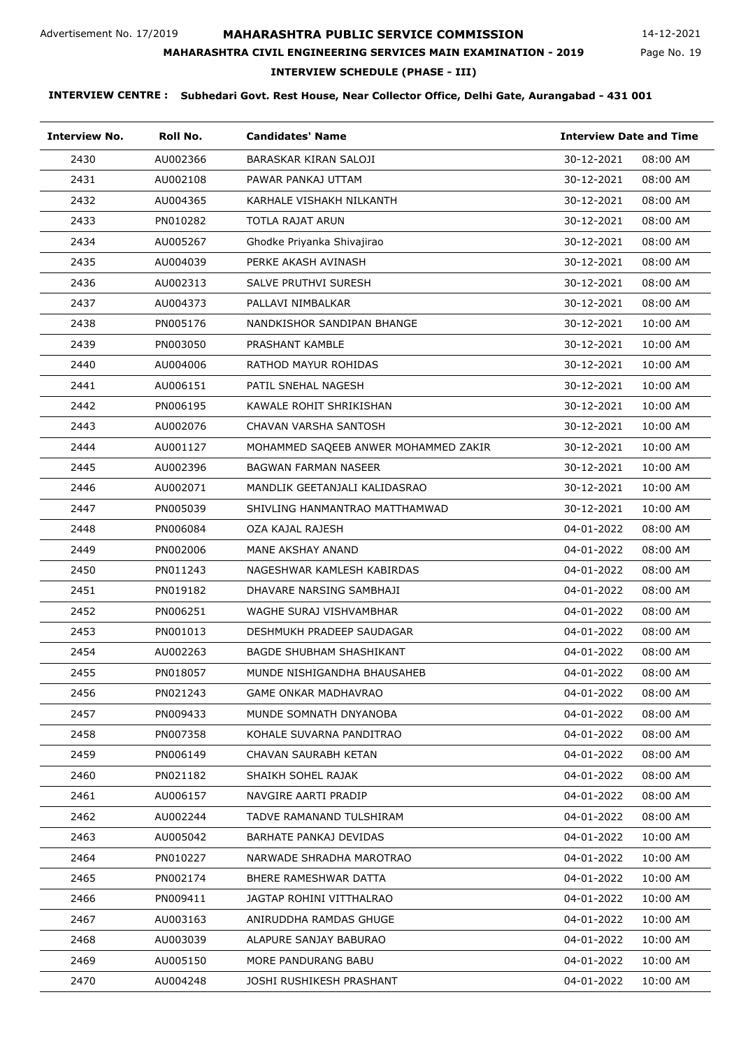Advertisement No. 17/2019

# MAHARASHTRA PUBLIC SERVICE COMMISSION

14-12-2021

## MAHARASHTRA CIVIL ENGINEERING SERVICES MAIN EXAMINATION - 2019

### INTERVIEW SCHEDULE (PHASE - III)

**INTERVIEW CENTRE : Subhedari Govt. Rest House, Near Collector Office, Delhi Gate, Aurangabad - 431 001**

| Interview No. | Roll No. | Candidates' Name | Interview Date and Time | |
|---|---|---|---|---|
| 2430 | AU002366 | BARASKAR KIRAN SALOJI | 30-12-2021 | 08:00 AM |
| 2431 | AU002108 | PAWAR PANKAJ UTTAM | 30-12-2021 | 08:00 AM |
| 2432 | AU004365 | KARHALE VISHAKH NILKANTH | 30-12-2021 | 08:00 AM |
| 2433 | PN010282 | TOTLA RAJAT ARUN | 30-12-2021 | 08:00 AM |
| 2434 | AU005267 | Ghodke Priyanka Shivajirao | 30-12-2021 | 08:00 AM |
| 2435 | AU004039 | PERKE AKASH AVINASH | 30-12-2021 | 08:00 AM |
| 2436 | AU002313 | SALVE PRUTHVI SURESH | 30-12-2021 | 08:00 AM |
| 2437 | AU004373 | PALLAVI NIMBALKAR | 30-12-2021 | 08:00 AM |
| 2438 | PN005176 | NANDKISHOR SANDIPAN BHANGE | 30-12-2021 | 10:00 AM |
| 2439 | PN003050 | PRASHANT KAMBLE | 30-12-2021 | 10:00 AM |
| 2440 | AU004006 | RATHOD MAYUR ROHIDAS | 30-12-2021 | 10:00 AM |
| 2441 | AU006151 | PATIL SNEHAL NAGESH | 30-12-2021 | 10:00 AM |
| 2442 | PN006195 | KAWALE ROHIT SHRIKISHAN | 30-12-2021 | 10:00 AM |
| 2443 | AU002076 | CHAVAN VARSHA SANTOSH | 30-12-2021 | 10:00 AM |
| 2444 | AU001127 | MOHAMMED SAQEEB ANWER MOHAMMED ZAKIR | 30-12-2021 | 10:00 AM |
| 2445 | AU002396 | BAGWAN FARMAN NASEER | 30-12-2021 | 10:00 AM |
| 2446 | AU002071 | MANDLIK GEETANJALI KALIDASRAO | 30-12-2021 | 10:00 AM |
| 2447 | PN005039 | SHIVLING HANMANTRAO MATTHAMWAD | 30-12-2021 | 10:00 AM |
| 2448 | PN006084 | OZA KAJAL RAJESH | 04-01-2022 | 08:00 AM |
| 2449 | PN002006 | MANE AKSHAY ANAND | 04-01-2022 | 08:00 AM |
| 2450 | PN011243 | NAGESHWAR KAMLESH KABIRDAS | 04-01-2022 | 08:00 AM |
| 2451 | PN019182 | DHAVARE NARSING SAMBHAJI | 04-01-2022 | 08:00 AM |
| 2452 | PN006251 | WAGHE SURAJ VISHVAMBHAR | 04-01-2022 | 08:00 AM |
| 2453 | PN001013 | DESHMUKH PRADEEP SAUDAGAR | 04-01-2022 | 08:00 AM |
| 2454 | AU002263 | BAGDE SHUBHAM SHASHIKANT | 04-01-2022 | 08:00 AM |
| 2455 | PN018057 | MUNDE NISHIGANDHA BHAUSAHEB | 04-01-2022 | 08:00 AM |
| 2456 | PN021243 | GAME ONKAR MADHAVRAO | 04-01-2022 | 08:00 AM |
| 2457 | PN009433 | MUNDE SOMNATH DNYANOBA | 04-01-2022 | 08:00 AM |
| 2458 | PN007358 | KOHALE SUVARNA PANDITRAO | 04-01-2022 | 08:00 AM |
| 2459 | PN006149 | CHAVAN SAURABH KETAN | 04-01-2022 | 08:00 AM |
| 2460 | PN021182 | SHAIKH SOHEL RAJAK | 04-01-2022 | 08:00 AM |
| 2461 | AU006157 | NAVGIRE AARTI PRADIP | 04-01-2022 | 08:00 AM |
| 2462 | AU002244 | TADVE RAMANAND TULSHIRAM | 04-01-2022 | 08:00 AM |
| 2463 | AU005042 | BARHATE PANKAJ DEVIDAS | 04-01-2022 | 10:00 AM |
| 2464 | PN010227 | NARWADE SHRADHA MAROTRAO | 04-01-2022 | 10:00 AM |
| 2465 | PN002174 | BHERE RAMESHWAR DATTA | 04-01-2022 | 10:00 AM |
| 2466 | PN009411 | JAGTAP ROHINI VITTHALRAO | 04-01-2022 | 10:00 AM |
| 2467 | AU003163 | ANIRUDDHA RAMDAS GHUGE | 04-01-2022 | 10:00 AM |
| 2468 | AU003039 | ALAPURE SANJAY BABURAO | 04-01-2022 | 10:00 AM |
| 2469 | AU005150 | MORE PANDURANG BABU | 04-01-2022 | 10:00 AM |
| 2470 | AU004248 | JOSHI RUSHIKESH PRASHANT | 04-01-2022 | 10:00 AM |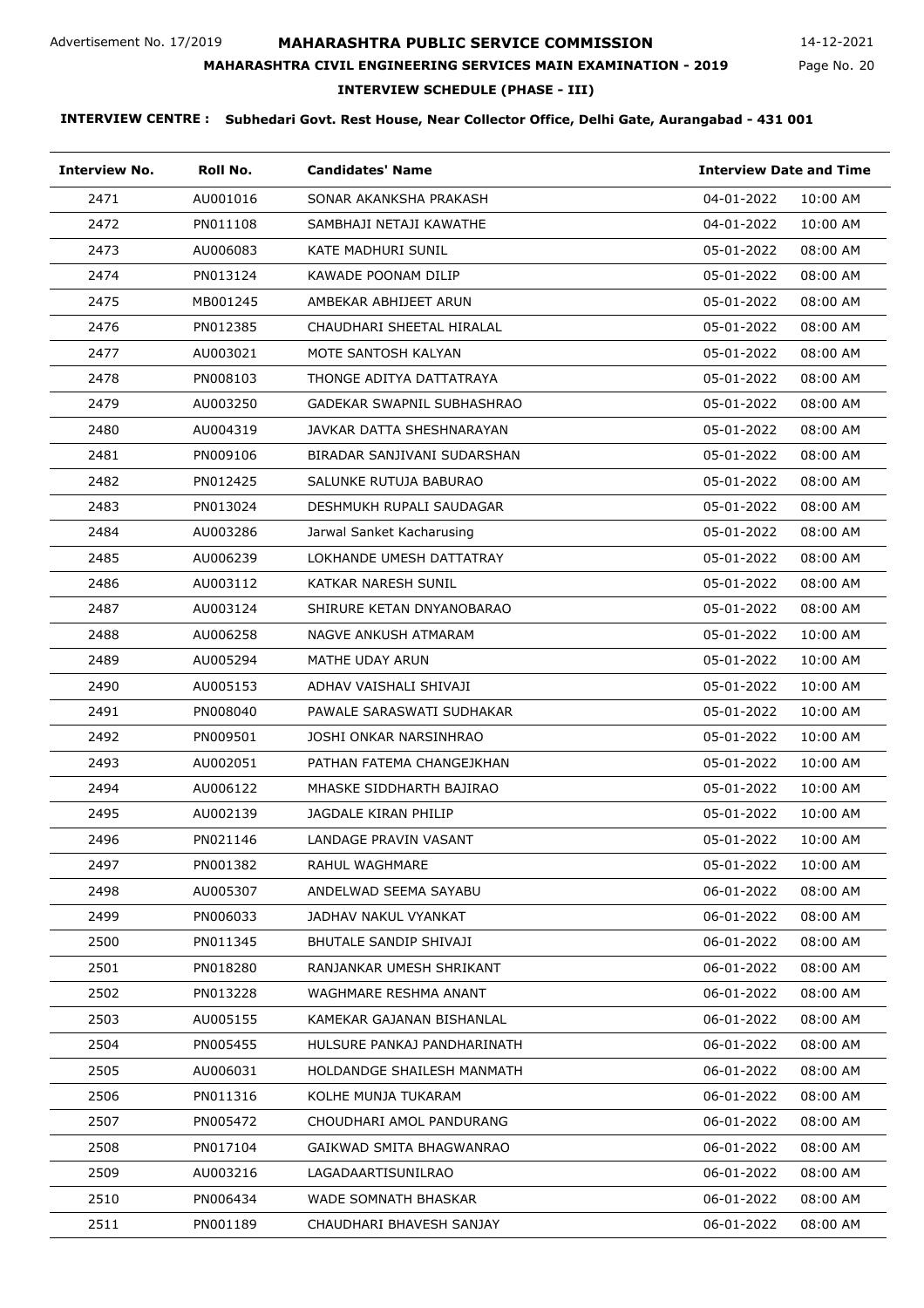Advertisement No. 17/2019

# MAHARASHTRA PUBLIC SERVICE COMMISSION

14-12-2021

## MAHARASHTRA CIVIL ENGINEERING SERVICES MAIN EXAMINATION - 2019

### INTERVIEW SCHEDULE (PHASE - III)

**INTERVIEW CENTRE : Subhedari Govt. Rest House, Near Collector Office, Delhi Gate, Aurangabad - 431 001**

| Interview No. | Roll No. | Candidates' Name | Interview Date and Time | |
|---|---|---|---|---|
| 2471 | AU001016 | SONAR AKANKSHA PRAKASH | 04-01-2022 | 10:00 AM |
| 2472 | PN011108 | SAMBHAJI NETAJI KAWATHE | 04-01-2022 | 10:00 AM |
| 2473 | AU006083 | KATE MADHURI SUNIL | 05-01-2022 | 08:00 AM |
| 2474 | PN013124 | KAWADE POONAM DILIP | 05-01-2022 | 08:00 AM |
| 2475 | MB001245 | AMBEKAR ABHIJEET ARUN | 05-01-2022 | 08:00 AM |
| 2476 | PN012385 | CHAUDHARI SHEETAL HIRALAL | 05-01-2022 | 08:00 AM |
| 2477 | AU003021 | MOTE SANTOSH KALYAN | 05-01-2022 | 08:00 AM |
| 2478 | PN008103 | THONGE ADITYA DATTATRAYA | 05-01-2022 | 08:00 AM |
| 2479 | AU003250 | GADEKAR SWAPNIL SUBHASHRAO | 05-01-2022 | 08:00 AM |
| 2480 | AU004319 | JAVKAR DATTA SHESHNARAYAN | 05-01-2022 | 08:00 AM |
| 2481 | PN009106 | BIRADAR SANJIVANI SUDARSHAN | 05-01-2022 | 08:00 AM |
| 2482 | PN012425 | SALUNKE RUTUJA BABURAO | 05-01-2022 | 08:00 AM |
| 2483 | PN013024 | DESHMUKH RUPALI SAUDAGAR | 05-01-2022 | 08:00 AM |
| 2484 | AU003286 | Jarwal Sanket Kacharusing | 05-01-2022 | 08:00 AM |
| 2485 | AU006239 | LOKHANDE UMESH DATTATRAY | 05-01-2022 | 08:00 AM |
| 2486 | AU003112 | KATKAR NARESH SUNIL | 05-01-2022 | 08:00 AM |
| 2487 | AU003124 | SHIRURE KETAN DNYANOBARAO | 05-01-2022 | 08:00 AM |
| 2488 | AU006258 | NAGVE ANKUSH ATMARAM | 05-01-2022 | 10:00 AM |
| 2489 | AU005294 | MATHE UDAY ARUN | 05-01-2022 | 10:00 AM |
| 2490 | AU005153 | ADHAV VAISHALI SHIVAJI | 05-01-2022 | 10:00 AM |
| 2491 | PN008040 | PAWALE SARASWATI SUDHAKAR | 05-01-2022 | 10:00 AM |
| 2492 | PN009501 | JOSHI ONKAR NARSINHRAO | 05-01-2022 | 10:00 AM |
| 2493 | AU002051 | PATHAN FATEMA CHANGEJKHAN | 05-01-2022 | 10:00 AM |
| 2494 | AU006122 | MHASKE SIDDHARTH BAJIRAO | 05-01-2022 | 10:00 AM |
| 2495 | AU002139 | JAGDALE KIRAN PHILIP | 05-01-2022 | 10:00 AM |
| 2496 | PN021146 | LANDAGE PRAVIN VASANT | 05-01-2022 | 10:00 AM |
| 2497 | PN001382 | RAHUL WAGHMARE | 05-01-2022 | 10:00 AM |
| 2498 | AU005307 | ANDELWAD SEEMA SAYABU | 06-01-2022 | 08:00 AM |
| 2499 | PN006033 | JADHAV NAKUL VYANKAT | 06-01-2022 | 08:00 AM |
| 2500 | PN011345 | BHUTALE SANDIP SHIVAJI | 06-01-2022 | 08:00 AM |
| 2501 | PN018280 | RANJANKAR UMESH SHRIKANT | 06-01-2022 | 08:00 AM |
| 2502 | PN013228 | WAGHMARE RESHMA ANANT | 06-01-2022 | 08:00 AM |
| 2503 | AU005155 | KAMEKAR GAJANAN BISHANLAL | 06-01-2022 | 08:00 AM |
| 2504 | PN005455 | HULSURE PANKAJ PANDHARINATH | 06-01-2022 | 08:00 AM |
| 2505 | AU006031 | HOLDANDGE SHAILESH MANMATH | 06-01-2022 | 08:00 AM |
| 2506 | PN011316 | KOLHE MUNJA TUKARAM | 06-01-2022 | 08:00 AM |
| 2507 | PN005472 | CHOUDHARI AMOL PANDURANG | 06-01-2022 | 08:00 AM |
| 2508 | PN017104 | GAIKWAD SMITA BHAGWANRAO | 06-01-2022 | 08:00 AM |
| 2509 | AU003216 | LAGADAARTISUNILRAO | 06-01-2022 | 08:00 AM |
| 2510 | PN006434 | WADE SOMNATH BHASKAR | 06-01-2022 | 08:00 AM |
| 2511 | PN001189 | CHAUDHARI BHAVESH SANJAY | 06-01-2022 | 08:00 AM |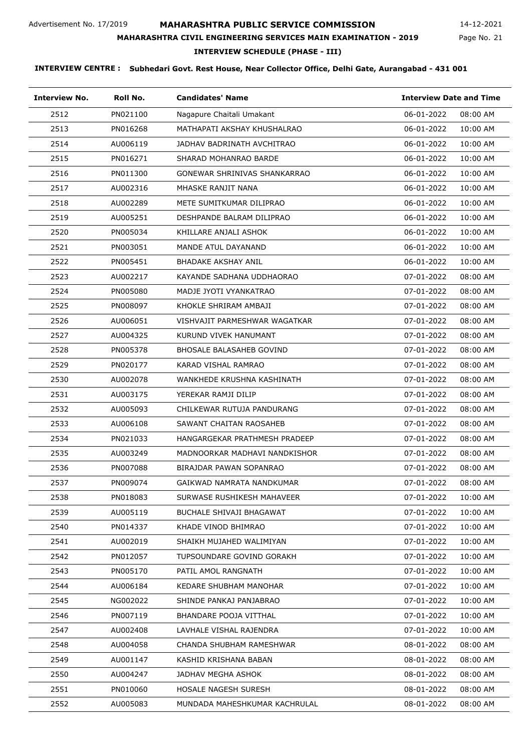Advertisement No. 17/2019

# MAHARASHTRA PUBLIC SERVICE COMMISSION

14-12-2021

## MAHARASHTRA CIVIL ENGINEERING SERVICES MAIN EXAMINATION - 2019

### INTERVIEW SCHEDULE (PHASE - III)

**INTERVIEW CENTRE : Subhedari Govt. Rest House, Near Collector Office, Delhi Gate, Aurangabad - 431 001**

| Interview No. | Roll No. | Candidates' Name | Interview Date and Time | |
|---|---|---|---|---|
| 2512 | PN021100 | Nagapure Chaitali Umakant | 06-01-2022 | 08:00 AM |
| 2513 | PN016268 | MATHAPATI AKSHAY KHUSHALRAO | 06-01-2022 | 10:00 AM |
| 2514 | AU006119 | JADHAV BADRINATH AVCHITRAO | 06-01-2022 | 10:00 AM |
| 2515 | PN016271 | SHARAD MOHANRAO BARDE | 06-01-2022 | 10:00 AM |
| 2516 | PN011300 | GONEWAR SHRINIVAS SHANKARRAO | 06-01-2022 | 10:00 AM |
| 2517 | AU002316 | MHASKE RANJIT NANA | 06-01-2022 | 10:00 AM |
| 2518 | AU002289 | METE SUMITKUMAR DILIPRAO | 06-01-2022 | 10:00 AM |
| 2519 | AU005251 | DESHPANDE BALRAM DILIPRAO | 06-01-2022 | 10:00 AM |
| 2520 | PN005034 | KHILLARE ANJALI ASHOK | 06-01-2022 | 10:00 AM |
| 2521 | PN003051 | MANDE ATUL DAYANAND | 06-01-2022 | 10:00 AM |
| 2522 | PN005451 | BHADAKE AKSHAY ANIL | 06-01-2022 | 10:00 AM |
| 2523 | AU002217 | KAYANDE SADHANA UDDHAORAO | 07-01-2022 | 08:00 AM |
| 2524 | PN005080 | MADJE JYOTI VYANKATRAO | 07-01-2022 | 08:00 AM |
| 2525 | PN008097 | KHOKLE SHRIRAM AMBAJI | 07-01-2022 | 08:00 AM |
| 2526 | AU006051 | VISHVAJIT PARMESHWAR WAGATKAR | 07-01-2022 | 08:00 AM |
| 2527 | AU004325 | KURUND VIVEK HANUMANT | 07-01-2022 | 08:00 AM |
| 2528 | PN005378 | BHOSALE BALASAHEB GOVIND | 07-01-2022 | 08:00 AM |
| 2529 | PN020177 | KARAD VISHAL RAMRAO | 07-01-2022 | 08:00 AM |
| 2530 | AU002078 | WANKHEDE KRUSHNA KASHINATH | 07-01-2022 | 08:00 AM |
| 2531 | AU003175 | YEREKAR RAMJI DILIP | 07-01-2022 | 08:00 AM |
| 2532 | AU005093 | CHILKEWAR RUTUJA PANDURANG | 07-01-2022 | 08:00 AM |
| 2533 | AU006108 | SAWANT CHAITAN RAOSAHEB | 07-01-2022 | 08:00 AM |
| 2534 | PN021033 | HANGARGEKAR PRATHMESH PRADEEP | 07-01-2022 | 08:00 AM |
| 2535 | AU003249 | MADNOORKAR MADHAVI NANDKISHOR | 07-01-2022 | 08:00 AM |
| 2536 | PN007088 | BIRAJDAR PAWAN SOPANRAO | 07-01-2022 | 08:00 AM |
| 2537 | PN009074 | GAIKWAD NAMRATA NANDKUMAR | 07-01-2022 | 08:00 AM |
| 2538 | PN018083 | SURWASE RUSHIKESH MAHAVEER | 07-01-2022 | 10:00 AM |
| 2539 | AU005119 | BUCHALE SHIVAJI BHAGAWAT | 07-01-2022 | 10:00 AM |
| 2540 | PN014337 | KHADE VINOD BHIMRAO | 07-01-2022 | 10:00 AM |
| 2541 | AU002019 | SHAIKH MUJAHED WALIMIYAN | 07-01-2022 | 10:00 AM |
| 2542 | PN012057 | TUPSOUNDARE GOVIND GORAKH | 07-01-2022 | 10:00 AM |
| 2543 | PN005170 | PATIL AMOL RANGNATH | 07-01-2022 | 10:00 AM |
| 2544 | AU006184 | KEDARE SHUBHAM MANOHAR | 07-01-2022 | 10:00 AM |
| 2545 | NG002022 | SHINDE PANKAJ PANJABRAO | 07-01-2022 | 10:00 AM |
| 2546 | PN007119 | BHANDARE POOJA VITTHAL | 07-01-2022 | 10:00 AM |
| 2547 | AU002408 | LAVHALE VISHAL RAJENDRA | 07-01-2022 | 10:00 AM |
| 2548 | AU004058 | CHANDA SHUBHAM RAMESHWAR | 08-01-2022 | 08:00 AM |
| 2549 | AU001147 | KASHID KRISHANA BABAN | 08-01-2022 | 08:00 AM |
| 2550 | AU004247 | JADHAV MEGHA ASHOK | 08-01-2022 | 08:00 AM |
| 2551 | PN010060 | HOSALE NAGESH SURESH | 08-01-2022 | 08:00 AM |
| 2552 | AU005083 | MUNDADA MAHESHKUMAR KACHRULAL | 08-01-2022 | 08:00 AM |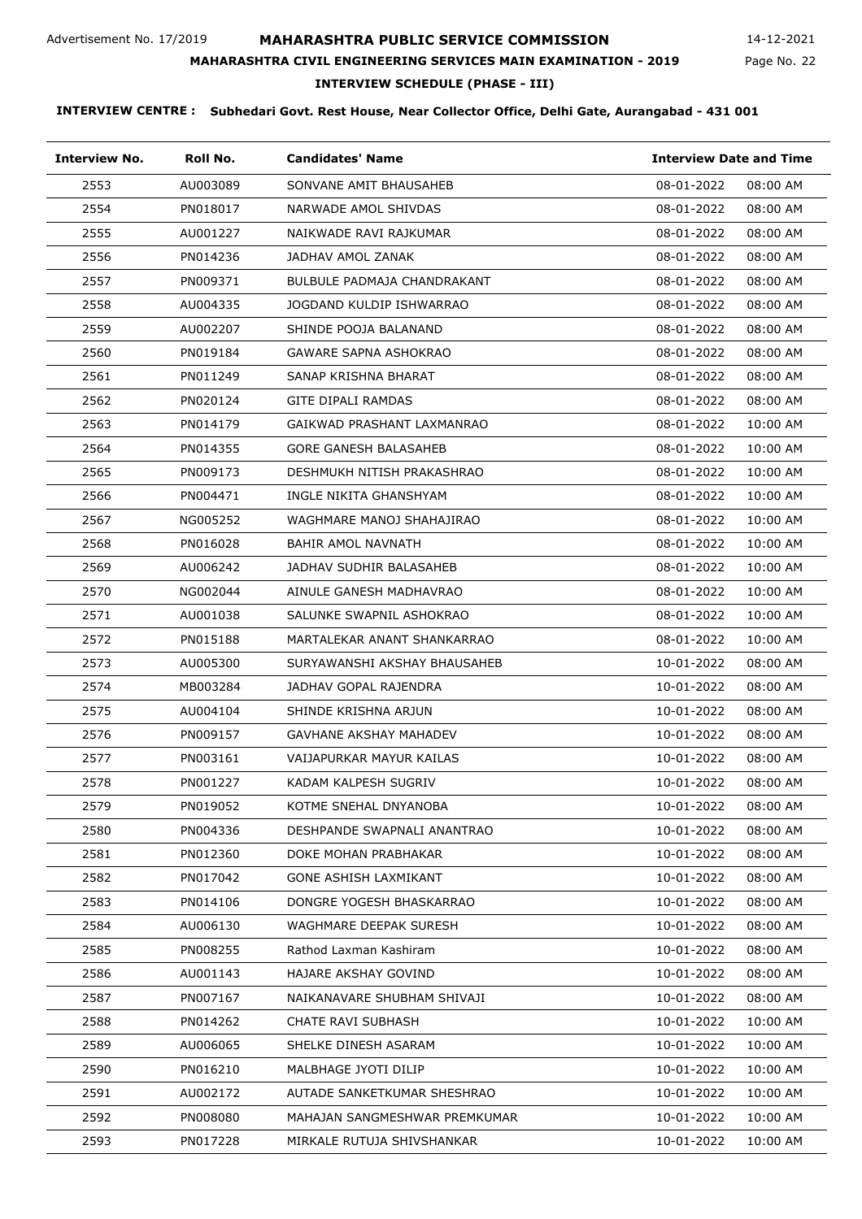Advertisement No. 17/2019

# MAHARASHTRA PUBLIC SERVICE COMMISSION

14-12-2021

## MAHARASHTRA CIVIL ENGINEERING SERVICES MAIN EXAMINATION - 2019

### INTERVIEW SCHEDULE (PHASE - III)

**INTERVIEW CENTRE : Subhedari Govt. Rest House, Near Collector Office, Delhi Gate, Aurangabad - 431 001**

| Interview No. | Roll No. | Candidates' Name | Interview Date and Time | |
|---|---|---|---|---|
| 2553 | AU003089 | SONVANE AMIT BHAUSAHEB | 08-01-2022 | 08:00 AM |
| 2554 | PN018017 | NARWADE AMOL SHIVDAS | 08-01-2022 | 08:00 AM |
| 2555 | AU001227 | NAIKWADE RAVI RAJKUMAR | 08-01-2022 | 08:00 AM |
| 2556 | PN014236 | JADHAV AMOL ZANAK | 08-01-2022 | 08:00 AM |
| 2557 | PN009371 | BULBULE PADMAJA CHANDRAKANT | 08-01-2022 | 08:00 AM |
| 2558 | AU004335 | JOGDAND KULDIP ISHWARRAO | 08-01-2022 | 08:00 AM |
| 2559 | AU002207 | SHINDE POOJA BALANAND | 08-01-2022 | 08:00 AM |
| 2560 | PN019184 | GAWARE SAPNA ASHOKRAO | 08-01-2022 | 08:00 AM |
| 2561 | PN011249 | SANAP KRISHNA BHARAT | 08-01-2022 | 08:00 AM |
| 2562 | PN020124 | GITE DIPALI RAMDAS | 08-01-2022 | 08:00 AM |
| 2563 | PN014179 | GAIKWAD PRASHANT LAXMANRAO | 08-01-2022 | 10:00 AM |
| 2564 | PN014355 | GORE GANESH BALASAHEB | 08-01-2022 | 10:00 AM |
| 2565 | PN009173 | DESHMUKH NITISH PRAKASHRAO | 08-01-2022 | 10:00 AM |
| 2566 | PN004471 | INGLE NIKITA GHANSHYAM | 08-01-2022 | 10:00 AM |
| 2567 | NG005252 | WAGHMARE MANOJ SHAHAJIRAO | 08-01-2022 | 10:00 AM |
| 2568 | PN016028 | BAHIR AMOL NAVNATH | 08-01-2022 | 10:00 AM |
| 2569 | AU006242 | JADHAV SUDHIR BALASAHEB | 08-01-2022 | 10:00 AM |
| 2570 | NG002044 | AINULE GANESH MADHAVRAO | 08-01-2022 | 10:00 AM |
| 2571 | AU001038 | SALUNKE SWAPNIL ASHOKRAO | 08-01-2022 | 10:00 AM |
| 2572 | PN015188 | MARTALEKAR ANANT SHANKARRAO | 08-01-2022 | 10:00 AM |
| 2573 | AU005300 | SURYAWANSHI AKSHAY BHAUSAHEB | 10-01-2022 | 08:00 AM |
| 2574 | MB003284 | JADHAV GOPAL RAJENDRA | 10-01-2022 | 08:00 AM |
| 2575 | AU004104 | SHINDE KRISHNA ARJUN | 10-01-2022 | 08:00 AM |
| 2576 | PN009157 | GAVHANE AKSHAY MAHADEV | 10-01-2022 | 08:00 AM |
| 2577 | PN003161 | VAIJAPURKAR MAYUR KAILAS | 10-01-2022 | 08:00 AM |
| 2578 | PN001227 | KADAM KALPESH SUGRIV | 10-01-2022 | 08:00 AM |
| 2579 | PN019052 | KOTME SNEHAL DNYANOBA | 10-01-2022 | 08:00 AM |
| 2580 | PN004336 | DESHPANDE SWAPNALI ANANTRAO | 10-01-2022 | 08:00 AM |
| 2581 | PN012360 | DOKE MOHAN PRABHAKAR | 10-01-2022 | 08:00 AM |
| 2582 | PN017042 | GONE ASHISH LAXMIKANT | 10-01-2022 | 08:00 AM |
| 2583 | PN014106 | DONGRE YOGESH BHASKARRAO | 10-01-2022 | 08:00 AM |
| 2584 | AU006130 | WAGHMARE DEEPAK SURESH | 10-01-2022 | 08:00 AM |
| 2585 | PN008255 | Rathod Laxman Kashiram | 10-01-2022 | 08:00 AM |
| 2586 | AU001143 | HAJARE AKSHAY GOVIND | 10-01-2022 | 08:00 AM |
| 2587 | PN007167 | NAIKANAVARE SHUBHAM SHIVAJI | 10-01-2022 | 08:00 AM |
| 2588 | PN014262 | CHATE RAVI SUBHASH | 10-01-2022 | 10:00 AM |
| 2589 | AU006065 | SHELKE DINESH ASARAM | 10-01-2022 | 10:00 AM |
| 2590 | PN016210 | MALBHAGE JYOTI DILIP | 10-01-2022 | 10:00 AM |
| 2591 | AU002172 | AUTADE SANKETKUMAR SHESHRAO | 10-01-2022 | 10:00 AM |
| 2592 | PN008080 | MAHAJAN SANGMESHWAR PREMKUMAR | 10-01-2022 | 10:00 AM |
| 2593 | PN017228 | MIRKALE RUTUJA SHIVSHANKAR | 10-01-2022 | 10:00 AM |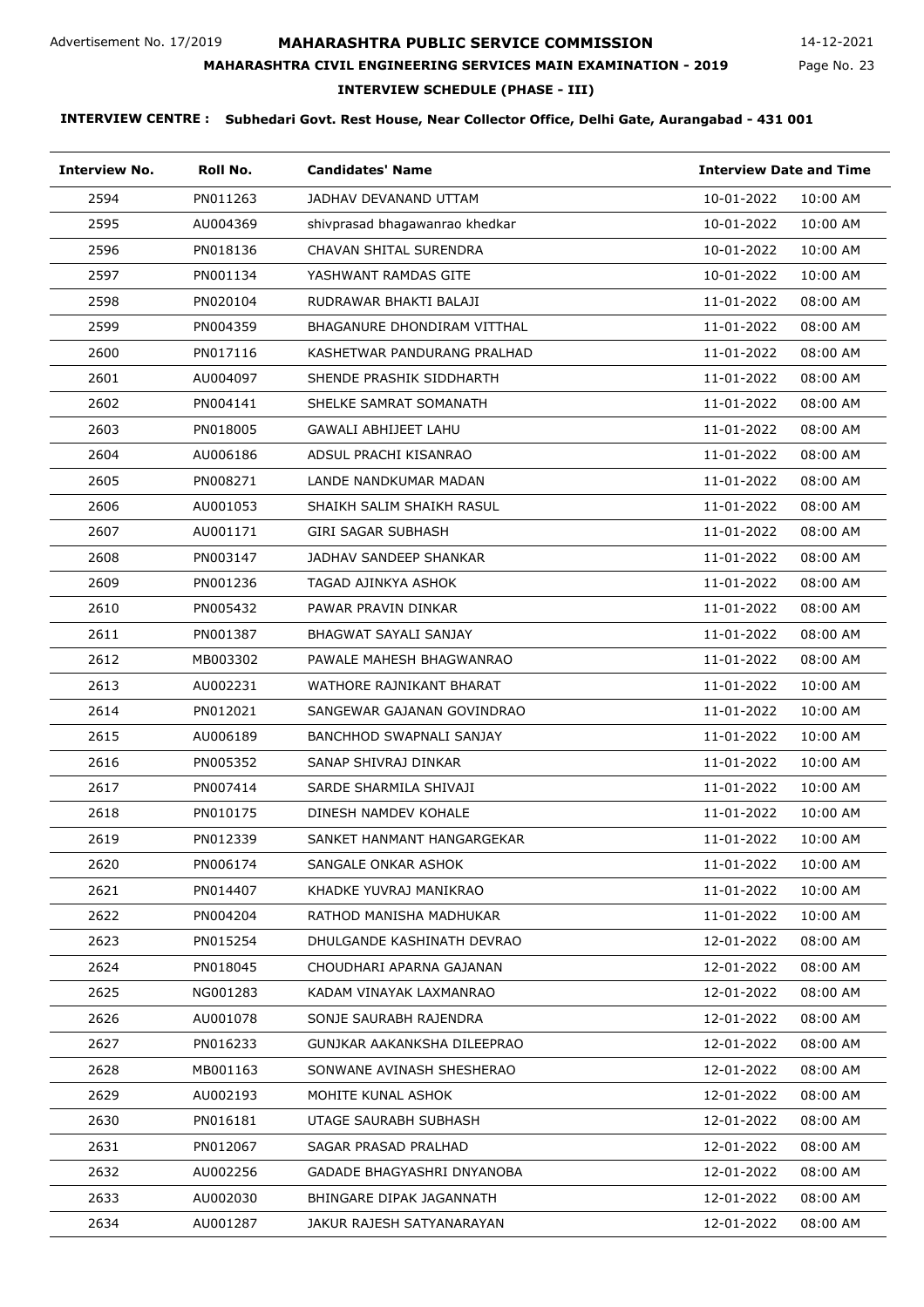Advertisement No. 17/2019

# MAHARASHTRA PUBLIC SERVICE COMMISSION

14-12-2021

## MAHARASHTRA CIVIL ENGINEERING SERVICES MAIN EXAMINATION - 2019

### INTERVIEW SCHEDULE (PHASE - III)

**INTERVIEW CENTRE : Subhedari Govt. Rest House, Near Collector Office, Delhi Gate, Aurangabad - 431 001**

| Interview No. | Roll No. | Candidates' Name | Interview Date and Time | |
|---|---|---|---|---|
| 2594 | PN011263 | JADHAV DEVANAND UTTAM | 10-01-2022 | 10:00 AM |
| 2595 | AU004369 | shivprasad bhagawanrao khedkar | 10-01-2022 | 10:00 AM |
| 2596 | PN018136 | CHAVAN SHITAL SURENDRA | 10-01-2022 | 10:00 AM |
| 2597 | PN001134 | YASHWANT RAMDAS GITE | 10-01-2022 | 10:00 AM |
| 2598 | PN020104 | RUDRAWAR BHAKTI BALAJI | 11-01-2022 | 08:00 AM |
| 2599 | PN004359 | BHAGANURE DHONDIRAM VITTHAL | 11-01-2022 | 08:00 AM |
| 2600 | PN017116 | KASHETWAR PANDURANG PRALHAD | 11-01-2022 | 08:00 AM |
| 2601 | AU004097 | SHENDE PRASHIK SIDDHARTH | 11-01-2022 | 08:00 AM |
| 2602 | PN004141 | SHELKE SAMRAT SOMANATH | 11-01-2022 | 08:00 AM |
| 2603 | PN018005 | GAWALI ABHIJEET LAHU | 11-01-2022 | 08:00 AM |
| 2604 | AU006186 | ADSUL PRACHI KISANRAO | 11-01-2022 | 08:00 AM |
| 2605 | PN008271 | LANDE NANDKUMAR MADAN | 11-01-2022 | 08:00 AM |
| 2606 | AU001053 | SHAIKH SALIM SHAIKH RASUL | 11-01-2022 | 08:00 AM |
| 2607 | AU001171 | GIRI SAGAR SUBHASH | 11-01-2022 | 08:00 AM |
| 2608 | PN003147 | JADHAV SANDEEP SHANKAR | 11-01-2022 | 08:00 AM |
| 2609 | PN001236 | TAGAD AJINKYA ASHOK | 11-01-2022 | 08:00 AM |
| 2610 | PN005432 | PAWAR PRAVIN DINKAR | 11-01-2022 | 08:00 AM |
| 2611 | PN001387 | BHAGWAT SAYALI SANJAY | 11-01-2022 | 08:00 AM |
| 2612 | MB003302 | PAWALE MAHESH BHAGWANRAO | 11-01-2022 | 08:00 AM |
| 2613 | AU002231 | WATHORE RAJNIKANT BHARAT | 11-01-2022 | 10:00 AM |
| 2614 | PN012021 | SANGEWAR GAJANAN GOVINDRAO | 11-01-2022 | 10:00 AM |
| 2615 | AU006189 | BANCHHOD SWAPNALI SANJAY | 11-01-2022 | 10:00 AM |
| 2616 | PN005352 | SANAP SHIVRAJ DINKAR | 11-01-2022 | 10:00 AM |
| 2617 | PN007414 | SARDE SHARMILA SHIVAJI | 11-01-2022 | 10:00 AM |
| 2618 | PN010175 | DINESH NAMDEV KOHALE | 11-01-2022 | 10:00 AM |
| 2619 | PN012339 | SANKET HANMANT HANGARGEKAR | 11-01-2022 | 10:00 AM |
| 2620 | PN006174 | SANGALE ONKAR ASHOK | 11-01-2022 | 10:00 AM |
| 2621 | PN014407 | KHADKE YUVRAJ MANIKRAO | 11-01-2022 | 10:00 AM |
| 2622 | PN004204 | RATHOD MANISHA MADHUKAR | 11-01-2022 | 10:00 AM |
| 2623 | PN015254 | DHULGANDE KASHINATH DEVRAO | 12-01-2022 | 08:00 AM |
| 2624 | PN018045 | CHOUDHARI APARNA GAJANAN | 12-01-2022 | 08:00 AM |
| 2625 | NG001283 | KADAM VINAYAK LAXMANRAO | 12-01-2022 | 08:00 AM |
| 2626 | AU001078 | SONJE SAURABH RAJENDRA | 12-01-2022 | 08:00 AM |
| 2627 | PN016233 | GUNJKAR AAKANKSHA DILEEPRAO | 12-01-2022 | 08:00 AM |
| 2628 | MB001163 | SONWANE AVINASH SHESHERAO | 12-01-2022 | 08:00 AM |
| 2629 | AU002193 | MOHITE KUNAL ASHOK | 12-01-2022 | 08:00 AM |
| 2630 | PN016181 | UTAGE SAURABH SUBHASH | 12-01-2022 | 08:00 AM |
| 2631 | PN012067 | SAGAR PRASAD PRALHAD | 12-01-2022 | 08:00 AM |
| 2632 | AU002256 | GADADE BHAGYASHRI DNYANOBA | 12-01-2022 | 08:00 AM |
| 2633 | AU002030 | BHINGARE DIPAK JAGANNATH | 12-01-2022 | 08:00 AM |
| 2634 | AU001287 | JAKUR RAJESH SATYANARAYAN | 12-01-2022 | 08:00 AM |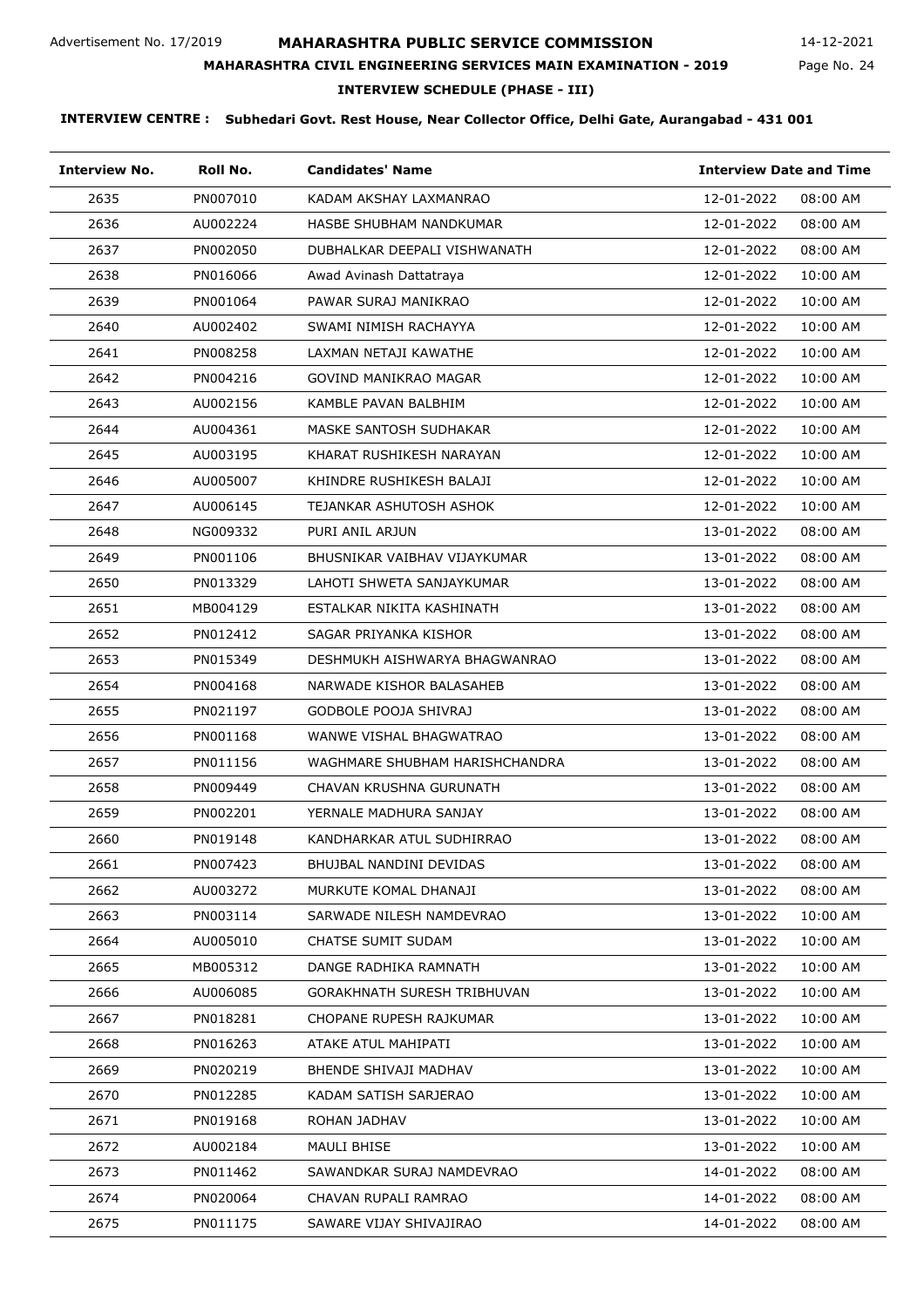Advertisement No. 17/2019

# MAHARASHTRA PUBLIC SERVICE COMMISSION

14-12-2021

## MAHARASHTRA CIVIL ENGINEERING SERVICES MAIN EXAMINATION - 2019

### INTERVIEW SCHEDULE (PHASE - III)

**INTERVIEW CENTRE : Subhedari Govt. Rest House, Near Collector Office, Delhi Gate, Aurangabad - 431 001**

| Interview No. | Roll No. | Candidates' Name | Interview Date and Time | |
|---|---|---|---|---|
| 2635 | PN007010 | KADAM AKSHAY LAXMANRAO | 12-01-2022 | 08:00 AM |
| 2636 | AU002224 | HASBE SHUBHAM NANDKUMAR | 12-01-2022 | 08:00 AM |
| 2637 | PN002050 | DUBHALKAR DEEPALI VISHWANATH | 12-01-2022 | 08:00 AM |
| 2638 | PN016066 | Awad Avinash Dattatraya | 12-01-2022 | 10:00 AM |
| 2639 | PN001064 | PAWAR SURAJ MANIKRAO | 12-01-2022 | 10:00 AM |
| 2640 | AU002402 | SWAMI NIMISH RACHAYYA | 12-01-2022 | 10:00 AM |
| 2641 | PN008258 | LAXMAN NETAJI KAWATHE | 12-01-2022 | 10:00 AM |
| 2642 | PN004216 | GOVIND MANIKRAO MAGAR | 12-01-2022 | 10:00 AM |
| 2643 | AU002156 | KAMBLE PAVAN BALBHIM | 12-01-2022 | 10:00 AM |
| 2644 | AU004361 | MASKE SANTOSH SUDHAKAR | 12-01-2022 | 10:00 AM |
| 2645 | AU003195 | KHARAT RUSHIKESH NARAYAN | 12-01-2022 | 10:00 AM |
| 2646 | AU005007 | KHINDRE RUSHIKESH BALAJI | 12-01-2022 | 10:00 AM |
| 2647 | AU006145 | TEJANKAR ASHUTOSH ASHOK | 12-01-2022 | 10:00 AM |
| 2648 | NG009332 | PURI ANIL ARJUN | 13-01-2022 | 08:00 AM |
| 2649 | PN001106 | BHUSNIKAR VAIBHAV VIJAYKUMAR | 13-01-2022 | 08:00 AM |
| 2650 | PN013329 | LAHOTI SHWETA SANJAYKUMAR | 13-01-2022 | 08:00 AM |
| 2651 | MB004129 | ESTALKAR NIKITA KASHINATH | 13-01-2022 | 08:00 AM |
| 2652 | PN012412 | SAGAR PRIYANKA KISHOR | 13-01-2022 | 08:00 AM |
| 2653 | PN015349 | DESHMUKH AISHWARYA BHAGWANRAO | 13-01-2022 | 08:00 AM |
| 2654 | PN004168 | NARWADE KISHOR BALASAHEB | 13-01-2022 | 08:00 AM |
| 2655 | PN021197 | GODBOLE POOJA SHIVRAJ | 13-01-2022 | 08:00 AM |
| 2656 | PN001168 | WANWE VISHAL BHAGWATRAO | 13-01-2022 | 08:00 AM |
| 2657 | PN011156 | WAGHMARE SHUBHAM HARISHCHANDRA | 13-01-2022 | 08:00 AM |
| 2658 | PN009449 | CHAVAN KRUSHNA GURUNATH | 13-01-2022 | 08:00 AM |
| 2659 | PN002201 | YERNALE MADHURA SANJAY | 13-01-2022 | 08:00 AM |
| 2660 | PN019148 | KANDHARKAR ATUL SUDHIRRAO | 13-01-2022 | 08:00 AM |
| 2661 | PN007423 | BHUJBAL NANDINI DEVIDAS | 13-01-2022 | 08:00 AM |
| 2662 | AU003272 | MURKUTE KOMAL DHANAJI | 13-01-2022 | 08:00 AM |
| 2663 | PN003114 | SARWADE NILESH NAMDEVRAO | 13-01-2022 | 10:00 AM |
| 2664 | AU005010 | CHATSE SUMIT SUDAM | 13-01-2022 | 10:00 AM |
| 2665 | MB005312 | DANGE RADHIKA RAMNATH | 13-01-2022 | 10:00 AM |
| 2666 | AU006085 | GORAKHNATH SURESH TRIBHUVAN | 13-01-2022 | 10:00 AM |
| 2667 | PN018281 | CHOPANE RUPESH RAJKUMAR | 13-01-2022 | 10:00 AM |
| 2668 | PN016263 | ATAKE ATUL MAHIPATI | 13-01-2022 | 10:00 AM |
| 2669 | PN020219 | BHENDE SHIVAJI MADHAV | 13-01-2022 | 10:00 AM |
| 2670 | PN012285 | KADAM SATISH SARJERAO | 13-01-2022 | 10:00 AM |
| 2671 | PN019168 | ROHAN JADHAV | 13-01-2022 | 10:00 AM |
| 2672 | AU002184 | MAULI BHISE | 13-01-2022 | 10:00 AM |
| 2673 | PN011462 | SAWANDKAR SURAJ NAMDEVRAO | 14-01-2022 | 08:00 AM |
| 2674 | PN020064 | CHAVAN RUPALI RAMRAO | 14-01-2022 | 08:00 AM |
| 2675 | PN011175 | SAWARE VIJAY SHIVAJIRAO | 14-01-2022 | 08:00 AM |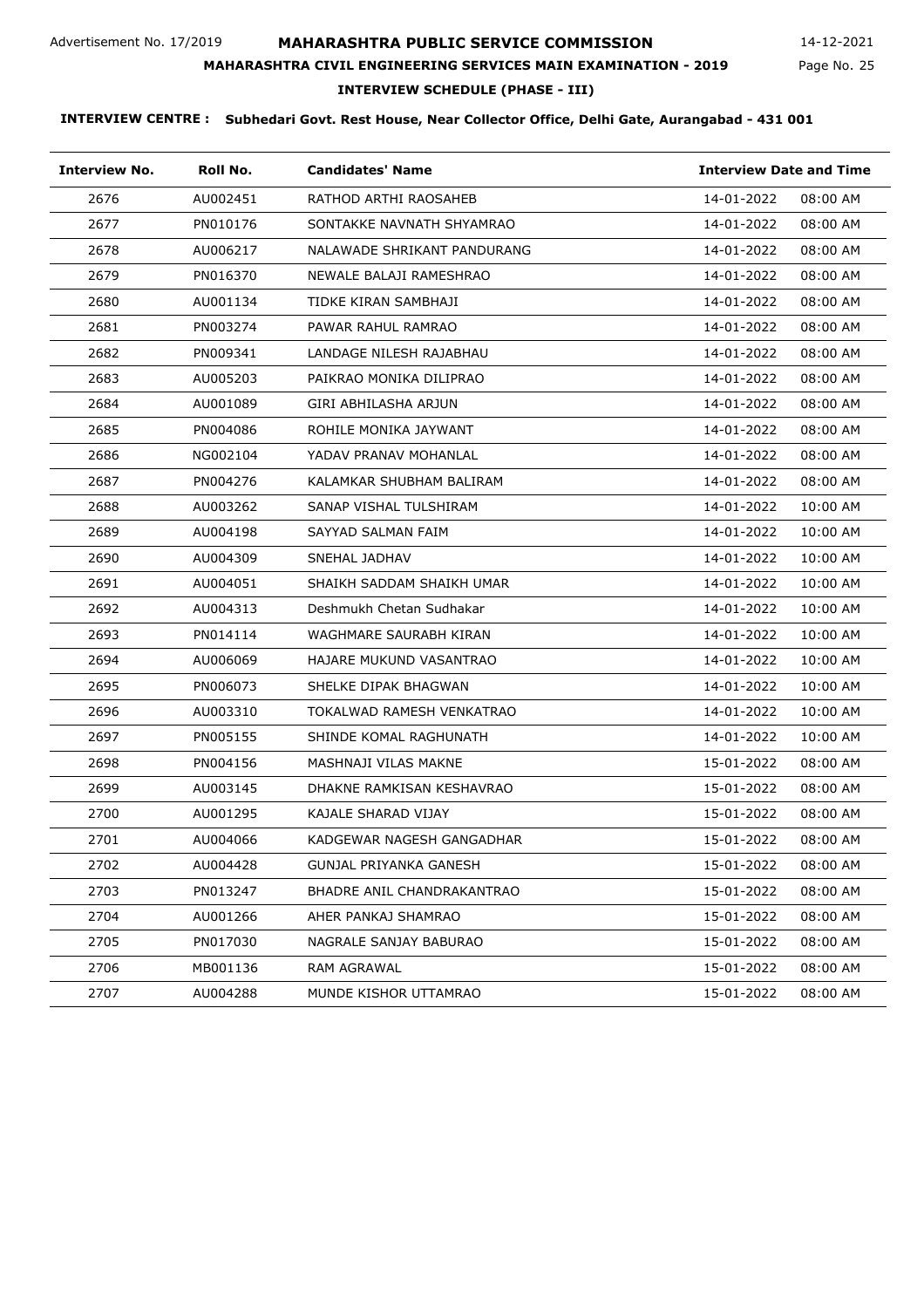Advertisement No. 17/2019

# MAHARASHTRA PUBLIC SERVICE COMMISSION

14-12-2021

## MAHARASHTRA CIVIL ENGINEERING SERVICES MAIN EXAMINATION - 2019

### INTERVIEW SCHEDULE (PHASE - III)

**INTERVIEW CENTRE : Subhedari Govt. Rest House, Near Collector Office, Delhi Gate, Aurangabad - 431 001**

| Interview No. | Roll No. | Candidates' Name | Interview Date and Time | |
|---|---|---|---|---|
| 2676 | AU002451 | RATHOD ARTHI RAOSAHEB | 14-01-2022 | 08:00 AM |
| 2677 | PN010176 | SONTAKKE NAVNATH SHYAMRAO | 14-01-2022 | 08:00 AM |
| 2678 | AU006217 | NALAWADE SHRIKANT PANDURANG | 14-01-2022 | 08:00 AM |
| 2679 | PN016370 | NEWALE BALAJI RAMESHRAO | 14-01-2022 | 08:00 AM |
| 2680 | AU001134 | TIDKE KIRAN SAMBHAJI | 14-01-2022 | 08:00 AM |
| 2681 | PN003274 | PAWAR RAHUL RAMRAO | 14-01-2022 | 08:00 AM |
| 2682 | PN009341 | LANDAGE NILESH RAJABHAU | 14-01-2022 | 08:00 AM |
| 2683 | AU005203 | PAIKRAO MONIKA DILIPRAO | 14-01-2022 | 08:00 AM |
| 2684 | AU001089 | GIRI ABHILASHA ARJUN | 14-01-2022 | 08:00 AM |
| 2685 | PN004086 | ROHILE MONIKA JAYWANT | 14-01-2022 | 08:00 AM |
| 2686 | NG002104 | YADAV PRANAV MOHANLAL | 14-01-2022 | 08:00 AM |
| 2687 | PN004276 | KALAMKAR SHUBHAM BALIRAM | 14-01-2022 | 08:00 AM |
| 2688 | AU003262 | SANAP VISHAL TULSHIRAM | 14-01-2022 | 10:00 AM |
| 2689 | AU004198 | SAYYAD SALMAN FAIM | 14-01-2022 | 10:00 AM |
| 2690 | AU004309 | SNEHAL JADHAV | 14-01-2022 | 10:00 AM |
| 2691 | AU004051 | SHAIKH SADDAM SHAIKH UMAR | 14-01-2022 | 10:00 AM |
| 2692 | AU004313 | Deshmukh Chetan Sudhakar | 14-01-2022 | 10:00 AM |
| 2693 | PN014114 | WAGHMARE SAURABH KIRAN | 14-01-2022 | 10:00 AM |
| 2694 | AU006069 | HAJARE MUKUND VASANTRAO | 14-01-2022 | 10:00 AM |
| 2695 | PN006073 | SHELKE DIPAK BHAGWAN | 14-01-2022 | 10:00 AM |
| 2696 | AU003310 | TOKALWAD RAMESH VENKATRAO | 14-01-2022 | 10:00 AM |
| 2697 | PN005155 | SHINDE KOMAL RAGHUNATH | 14-01-2022 | 10:00 AM |
| 2698 | PN004156 | MASHNAJI VILAS MAKNE | 15-01-2022 | 08:00 AM |
| 2699 | AU003145 | DHAKNE RAMKISAN KESHAVRAO | 15-01-2022 | 08:00 AM |
| 2700 | AU001295 | KAJALE SHARAD VIJAY | 15-01-2022 | 08:00 AM |
| 2701 | AU004066 | KADGEWAR NAGESH GANGADHAR | 15-01-2022 | 08:00 AM |
| 2702 | AU004428 | GUNJAL PRIYANKA GANESH | 15-01-2022 | 08:00 AM |
| 2703 | PN013247 | BHADRE ANIL CHANDRAKANTRAO | 15-01-2022 | 08:00 AM |
| 2704 | AU001266 | AHER PANKAJ SHAMRAO | 15-01-2022 | 08:00 AM |
| 2705 | PN017030 | NAGRALE SANJAY BABURAO | 15-01-2022 | 08:00 AM |
| 2706 | MB001136 | RAM AGRAWAL | 15-01-2022 | 08:00 AM |
| 2707 | AU004288 | MUNDE KISHOR UTTAMRAO | 15-01-2022 | 08:00 AM |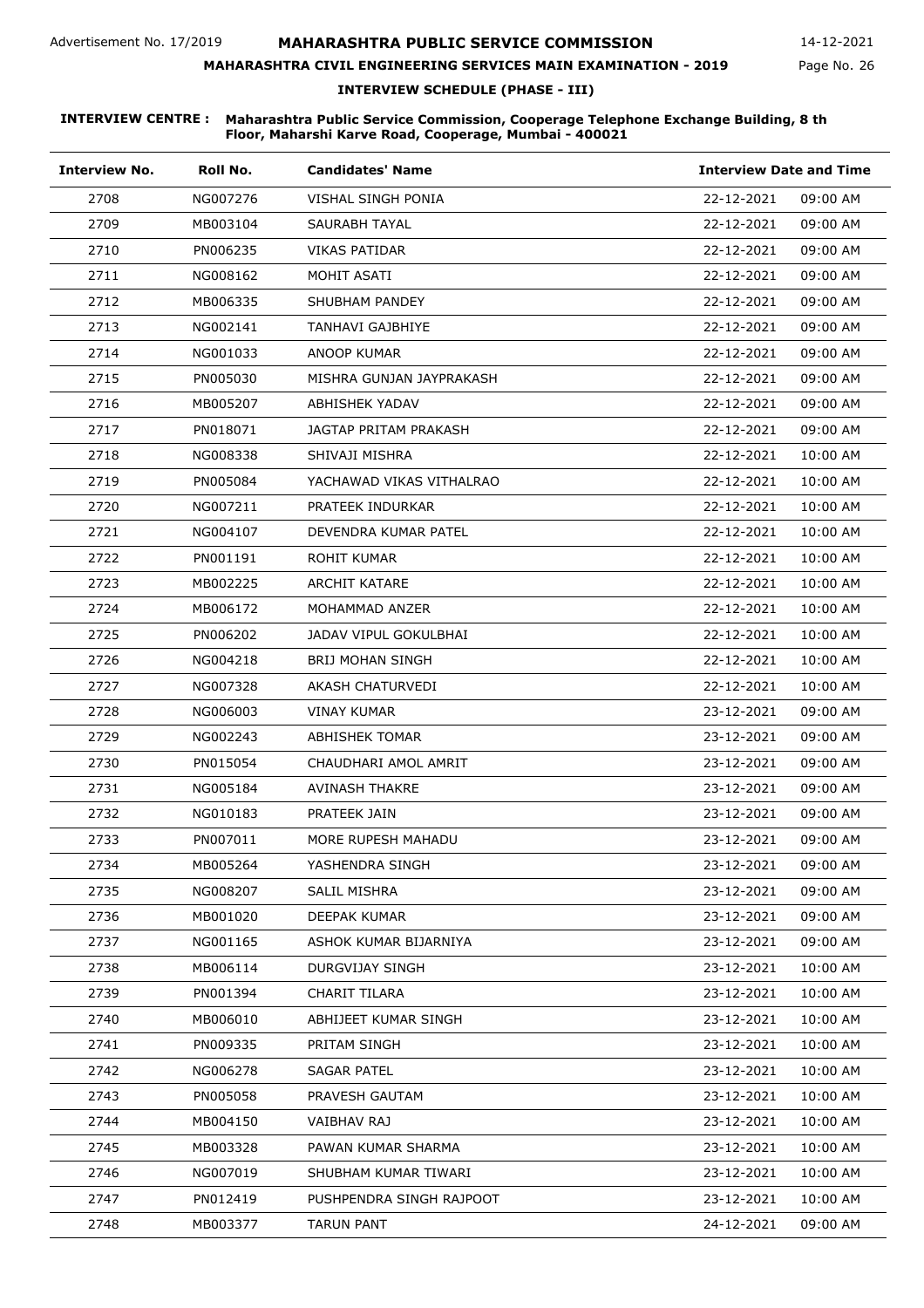Advertisement No. 17/2019

# MAHARASHTRA PUBLIC SERVICE COMMISSION

14-12-2021

## MAHARASHTRA CIVIL ENGINEERING SERVICES MAIN EXAMINATION - 2019

### INTERVIEW SCHEDULE (PHASE - III)

**INTERVIEW CENTRE : Maharashtra Public Service Commission, Cooperage Telephone Exchange Building, 8 th Floor, Maharshi Karve Road, Cooperage, Mumbai - 400021**

| Interview No. | Roll No. | Candidates' Name | Interview Date and Time | |
|---|---|---|---|---|
| 2708 | NG007276 | VISHAL SINGH PONIA | 22-12-2021 | 09:00 AM |
| 2709 | MB003104 | SAURABH TAYAL | 22-12-2021 | 09:00 AM |
| 2710 | PN006235 | VIKAS PATIDAR | 22-12-2021 | 09:00 AM |
| 2711 | NG008162 | MOHIT ASATI | 22-12-2021 | 09:00 AM |
| 2712 | MB006335 | SHUBHAM PANDEY | 22-12-2021 | 09:00 AM |
| 2713 | NG002141 | TANHAVI GAJBHIYE | 22-12-2021 | 09:00 AM |
| 2714 | NG001033 | ANOOP KUMAR | 22-12-2021 | 09:00 AM |
| 2715 | PN005030 | MISHRA GUNJAN JAYPRAKASH | 22-12-2021 | 09:00 AM |
| 2716 | MB005207 | ABHISHEK YADAV | 22-12-2021 | 09:00 AM |
| 2717 | PN018071 | JAGTAP PRITAM PRAKASH | 22-12-2021 | 09:00 AM |
| 2718 | NG008338 | SHIVAJI MISHRA | 22-12-2021 | 10:00 AM |
| 2719 | PN005084 | YACHAWAD VIKAS VITHALRAO | 22-12-2021 | 10:00 AM |
| 2720 | NG007211 | PRATEEK INDURKAR | 22-12-2021 | 10:00 AM |
| 2721 | NG004107 | DEVENDRA KUMAR PATEL | 22-12-2021 | 10:00 AM |
| 2722 | PN001191 | ROHIT KUMAR | 22-12-2021 | 10:00 AM |
| 2723 | MB002225 | ARCHIT KATARE | 22-12-2021 | 10:00 AM |
| 2724 | MB006172 | MOHAMMAD ANZER | 22-12-2021 | 10:00 AM |
| 2725 | PN006202 | JADAV VIPUL GOKULBHAI | 22-12-2021 | 10:00 AM |
| 2726 | NG004218 | BRIJ MOHAN SINGH | 22-12-2021 | 10:00 AM |
| 2727 | NG007328 | AKASH CHATURVEDI | 22-12-2021 | 10:00 AM |
| 2728 | NG006003 | VINAY KUMAR | 23-12-2021 | 09:00 AM |
| 2729 | NG002243 | ABHISHEK TOMAR | 23-12-2021 | 09:00 AM |
| 2730 | PN015054 | CHAUDHARI AMOL AMRIT | 23-12-2021 | 09:00 AM |
| 2731 | NG005184 | AVINASH THAKRE | 23-12-2021 | 09:00 AM |
| 2732 | NG010183 | PRATEEK JAIN | 23-12-2021 | 09:00 AM |
| 2733 | PN007011 | MORE RUPESH MAHADU | 23-12-2021 | 09:00 AM |
| 2734 | MB005264 | YASHENDRA SINGH | 23-12-2021 | 09:00 AM |
| 2735 | NG008207 | SALIL MISHRA | 23-12-2021 | 09:00 AM |
| 2736 | MB001020 | DEEPAK KUMAR | 23-12-2021 | 09:00 AM |
| 2737 | NG001165 | ASHOK KUMAR BIJARNIYA | 23-12-2021 | 09:00 AM |
| 2738 | MB006114 | DURGVIJAY SINGH | 23-12-2021 | 10:00 AM |
| 2739 | PN001394 | CHARIT TILARA | 23-12-2021 | 10:00 AM |
| 2740 | MB006010 | ABHIJEET KUMAR SINGH | 23-12-2021 | 10:00 AM |
| 2741 | PN009335 | PRITAM SINGH | 23-12-2021 | 10:00 AM |
| 2742 | NG006278 | SAGAR PATEL | 23-12-2021 | 10:00 AM |
| 2743 | PN005058 | PRAVESH GAUTAM | 23-12-2021 | 10:00 AM |
| 2744 | MB004150 | VAIBHAV RAJ | 23-12-2021 | 10:00 AM |
| 2745 | MB003328 | PAWAN KUMAR SHARMA | 23-12-2021 | 10:00 AM |
| 2746 | NG007019 | SHUBHAM KUMAR TIWARI | 23-12-2021 | 10:00 AM |
| 2747 | PN012419 | PUSHPENDRA SINGH RAJPOOT | 23-12-2021 | 10:00 AM |
| 2748 | MB003377 | TARUN PANT | 24-12-2021 | 09:00 AM |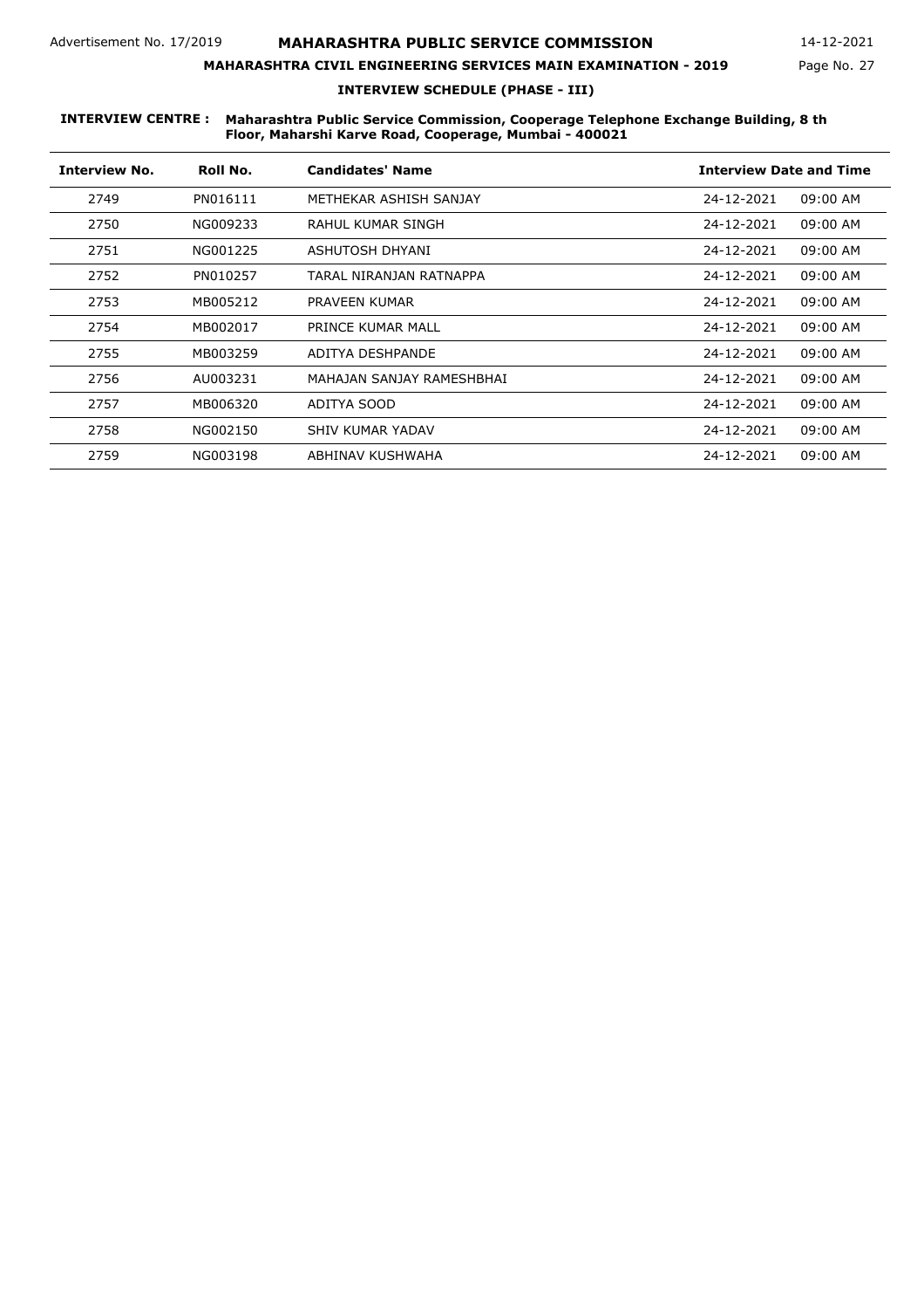Advertisement No. 17/2019

# MAHARASHTRA PUBLIC SERVICE COMMISSION

14-12-2021

## MAHARASHTRA CIVIL ENGINEERING SERVICES MAIN EXAMINATION - 2019

### INTERVIEW SCHEDULE (PHASE - III)

**INTERVIEW CENTRE : Maharashtra Public Service Commission, Cooperage Telephone Exchange Building, 8 th Floor, Maharshi Karve Road, Cooperage, Mumbai - 400021**

| Interview No. | Roll No. | Candidates' Name | Interview Date and Time | |
|---|---|---|---|---|
| 2749 | PN016111 | METHEKAR ASHISH SANJAY | 24-12-2021 | 09:00 AM |
| 2750 | NG009233 | RAHUL KUMAR SINGH | 24-12-2021 | 09:00 AM |
| 2751 | NG001225 | ASHUTOSH DHYANI | 24-12-2021 | 09:00 AM |
| 2752 | PN010257 | TARAL NIRANJAN RATNAPPA | 24-12-2021 | 09:00 AM |
| 2753 | MB005212 | PRAVEEN KUMAR | 24-12-2021 | 09:00 AM |
| 2754 | MB002017 | PRINCE KUMAR MALL | 24-12-2021 | 09:00 AM |
| 2755 | MB003259 | ADITYA DESHPANDE | 24-12-2021 | 09:00 AM |
| 2756 | AU003231 | MAHAJAN SANJAY RAMESHBHAI | 24-12-2021 | 09:00 AM |
| 2757 | MB006320 | ADITYA SOOD | 24-12-2021 | 09:00 AM |
| 2758 | NG002150 | SHIV KUMAR YADAV | 24-12-2021 | 09:00 AM |
| 2759 | NG003198 | ABHINAV KUSHWAHA | 24-12-2021 | 09:00 AM |